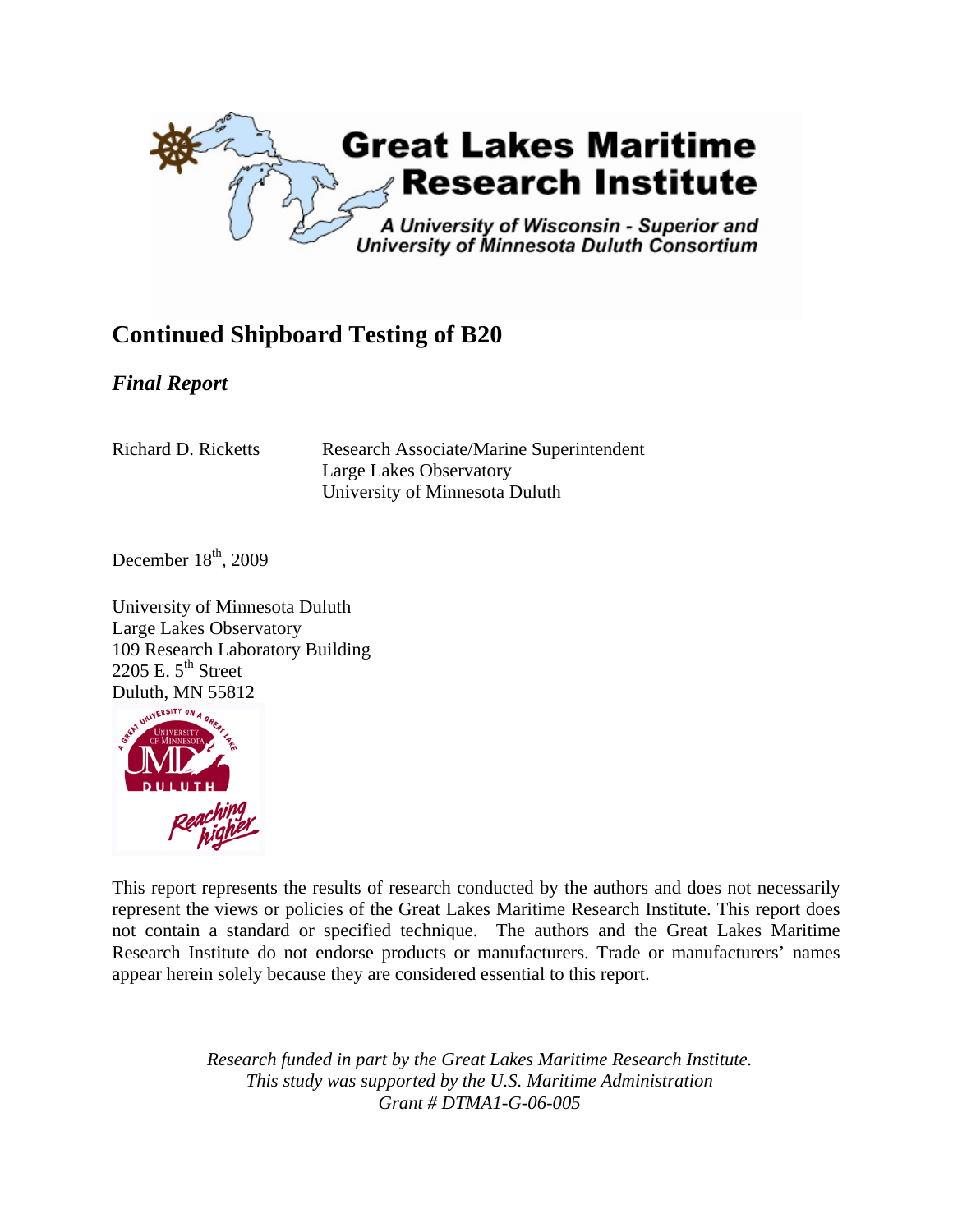**Great Lakes Maritime Research Institute**

*A University of Wisconsin - Superior and University of Minnesota Duluth Consortium*

# Continued Shipboard Testing of B20

## *Final Report*

Richard D. Ricketts — Research Associate/Marine Superintendent
Large Lakes Observatory
University of Minnesota Duluth

December 18th, 2009

University of Minnesota Duluth
Large Lakes Observatory
109 Research Laboratory Building
2205 E. 5th Street
Duluth, MN 55812

This report represents the results of research conducted by the authors and does not necessarily represent the views or policies of the Great Lakes Maritime Research Institute. This report does not contain a standard or specified technique. The authors and the Great Lakes Maritime Research Institute do not endorse products or manufacturers. Trade or manufacturers' names appear herein solely because they are considered essential to this report.

*Research funded in part by the Great Lakes Maritime Research Institute.*
*This study was supported by the U.S. Maritime Administration*
*Grant # DTMA1-G-06-005*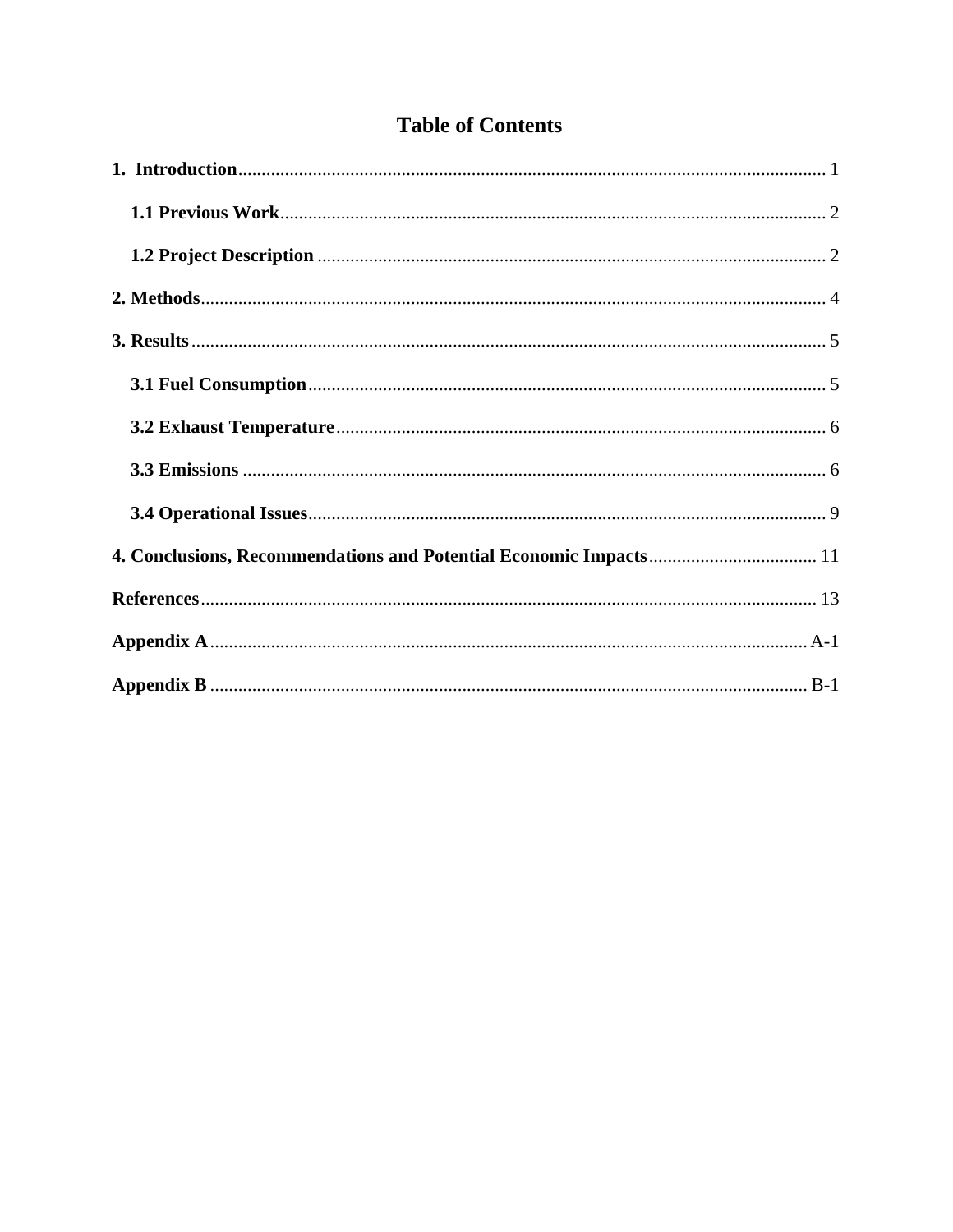# Table of Contents

**1. Introduction** ..... 1

**1.1 Previous Work** ..... 2

**1.2 Project Description** ..... 2

**2. Methods** ..... 4

**3. Results** ..... 5

**3.1 Fuel Consumption** ..... 5

**3.2 Exhaust Temperature** ..... 6

**3.3 Emissions** ..... 6

**3.4 Operational Issues** ..... 9

**4. Conclusions, Recommendations and Potential Economic Impacts** ..... 11

**References** ..... 13

**Appendix A** ..... A-1

**Appendix B** ..... B-1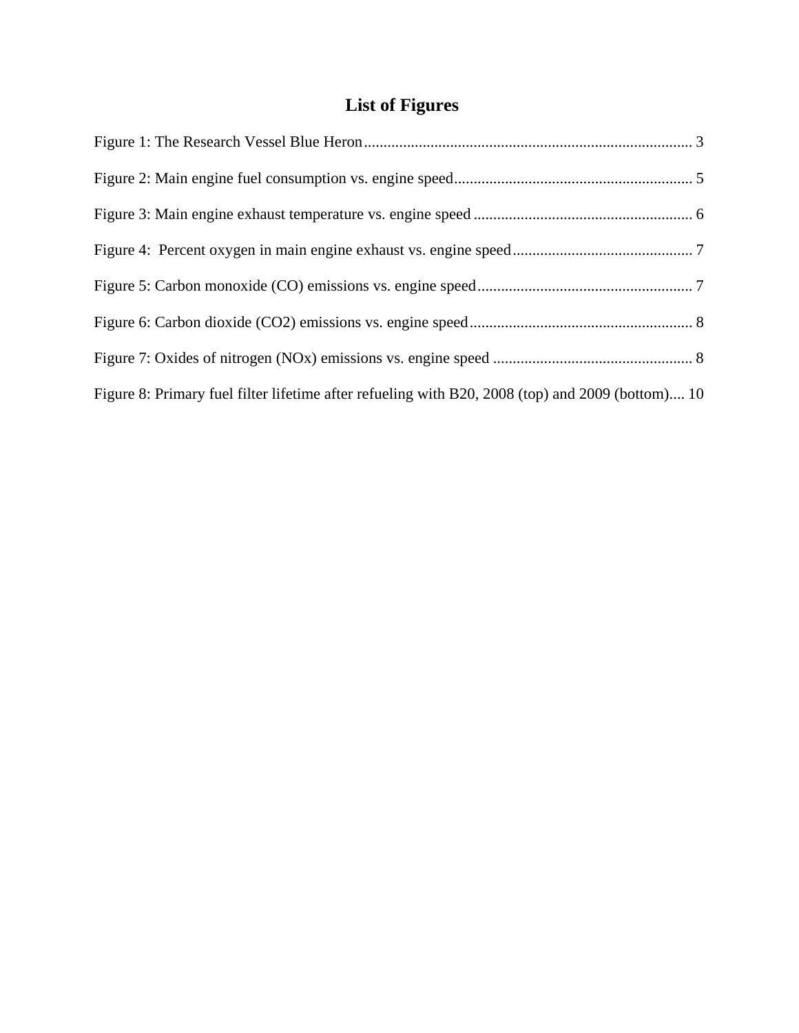# List of Figures

Figure 1: The Research Vessel Blue Heron .................................................................................... 3

Figure 2: Main engine fuel consumption vs. engine speed ............................................................ 5

Figure 3: Main engine exhaust temperature vs. engine speed ........................................................ 6

Figure 4: Percent oxygen in main engine exhaust vs. engine speed .............................................. 7

Figure 5: Carbon monoxide (CO) emissions vs. engine speed ...................................................... 7

Figure 6: Carbon dioxide ($CO_2$) emissions vs. engine speed ......................................................... 8

Figure 7: Oxides of nitrogen ($NO_x$) emissions vs. engine speed ................................................... 8

Figure 8: Primary fuel filter lifetime after refueling with B20, 2008 (top) and 2009 (bottom).... 10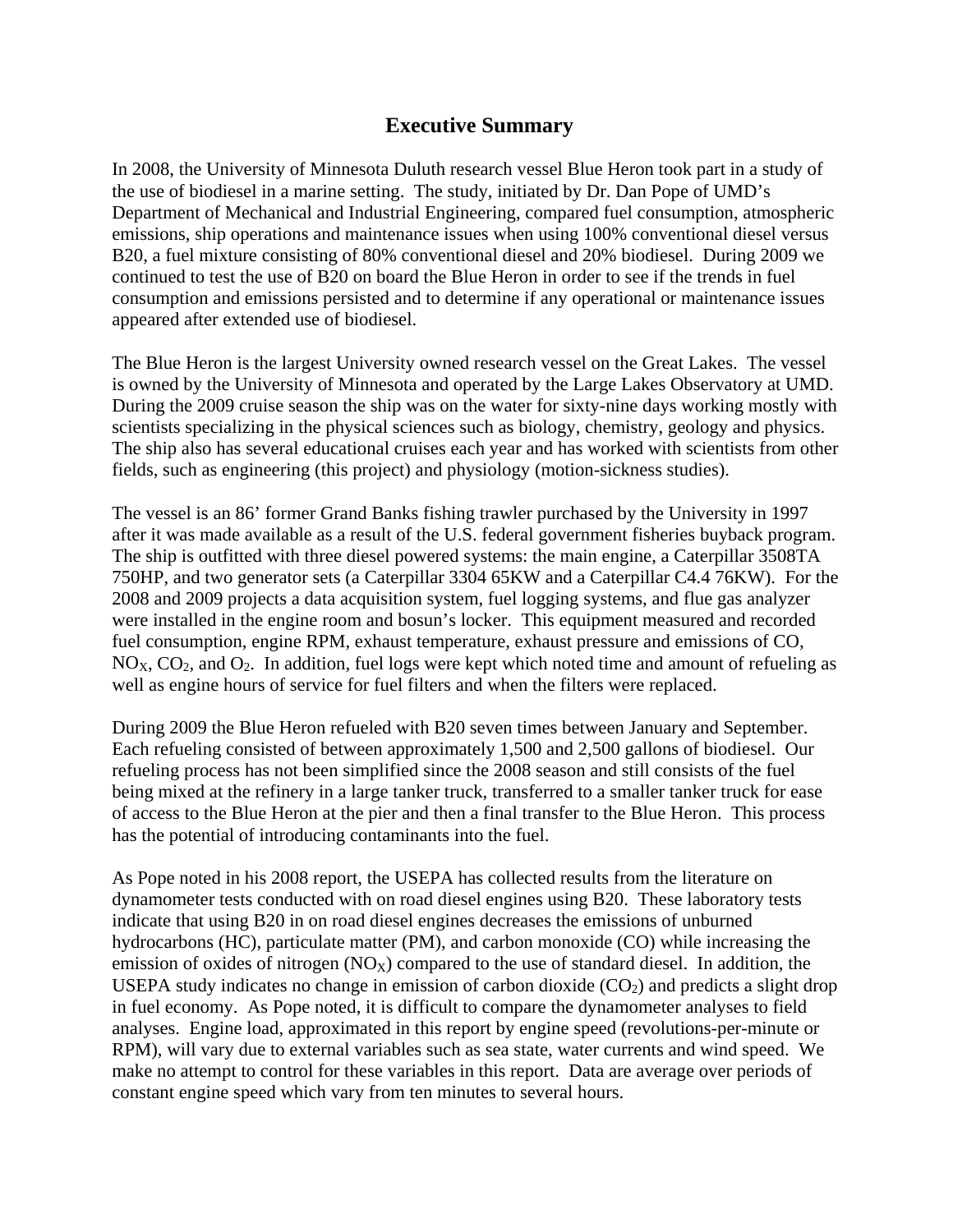# Executive Summary

In 2008, the University of Minnesota Duluth research vessel Blue Heron took part in a study of the use of biodiesel in a marine setting. The study, initiated by Dr. Dan Pope of UMD's Department of Mechanical and Industrial Engineering, compared fuel consumption, atmospheric emissions, ship operations and maintenance issues when using 100% conventional diesel versus B20, a fuel mixture consisting of 80% conventional diesel and 20% biodiesel. During 2009 we continued to test the use of B20 on board the Blue Heron in order to see if the trends in fuel consumption and emissions persisted and to determine if any operational or maintenance issues appeared after extended use of biodiesel.

The Blue Heron is the largest University owned research vessel on the Great Lakes. The vessel is owned by the University of Minnesota and operated by the Large Lakes Observatory at UMD. During the 2009 cruise season the ship was on the water for sixty-nine days working mostly with scientists specializing in the physical sciences such as biology, chemistry, geology and physics. The ship also has several educational cruises each year and has worked with scientists from other fields, such as engineering (this project) and physiology (motion-sickness studies).

The vessel is an 86' former Grand Banks fishing trawler purchased by the University in 1997 after it was made available as a result of the U.S. federal government fisheries buyback program. The ship is outfitted with three diesel powered systems: the main engine, a Caterpillar 3508TA 750HP, and two generator sets (a Caterpillar 3304 65KW and a Caterpillar C4.4 76KW). For the 2008 and 2009 projects a data acquisition system, fuel logging systems, and flue gas analyzer were installed in the engine room and bosun's locker. This equipment measured and recorded fuel consumption, engine RPM, exhaust temperature, exhaust pressure and emissions of CO, $NO_X$, $CO_2$, and $O_2$. In addition, fuel logs were kept which noted time and amount of refueling as well as engine hours of service for fuel filters and when the filters were replaced.

During 2009 the Blue Heron refueled with B20 seven times between January and September. Each refueling consisted of between approximately 1,500 and 2,500 gallons of biodiesel. Our refueling process has not been simplified since the 2008 season and still consists of the fuel being mixed at the refinery in a large tanker truck, transferred to a smaller tanker truck for ease of access to the Blue Heron at the pier and then a final transfer to the Blue Heron. This process has the potential of introducing contaminants into the fuel.

As Pope noted in his 2008 report, the USEPA has collected results from the literature on dynamometer tests conducted with on road diesel engines using B20. These laboratory tests indicate that using B20 in on road diesel engines decreases the emissions of unburned hydrocarbons (HC), particulate matter (PM), and carbon monoxide (CO) while increasing the emission of oxides of nitrogen ($NO_X$) compared to the use of standard diesel. In addition, the USEPA study indicates no change in emission of carbon dioxide ($CO_2$) and predicts a slight drop in fuel economy. As Pope noted, it is difficult to compare the dynamometer analyses to field analyses. Engine load, approximated in this report by engine speed (revolutions-per-minute or RPM), will vary due to external variables such as sea state, water currents and wind speed. We make no attempt to control for these variables in this report. Data are average over periods of constant engine speed which vary from ten minutes to several hours.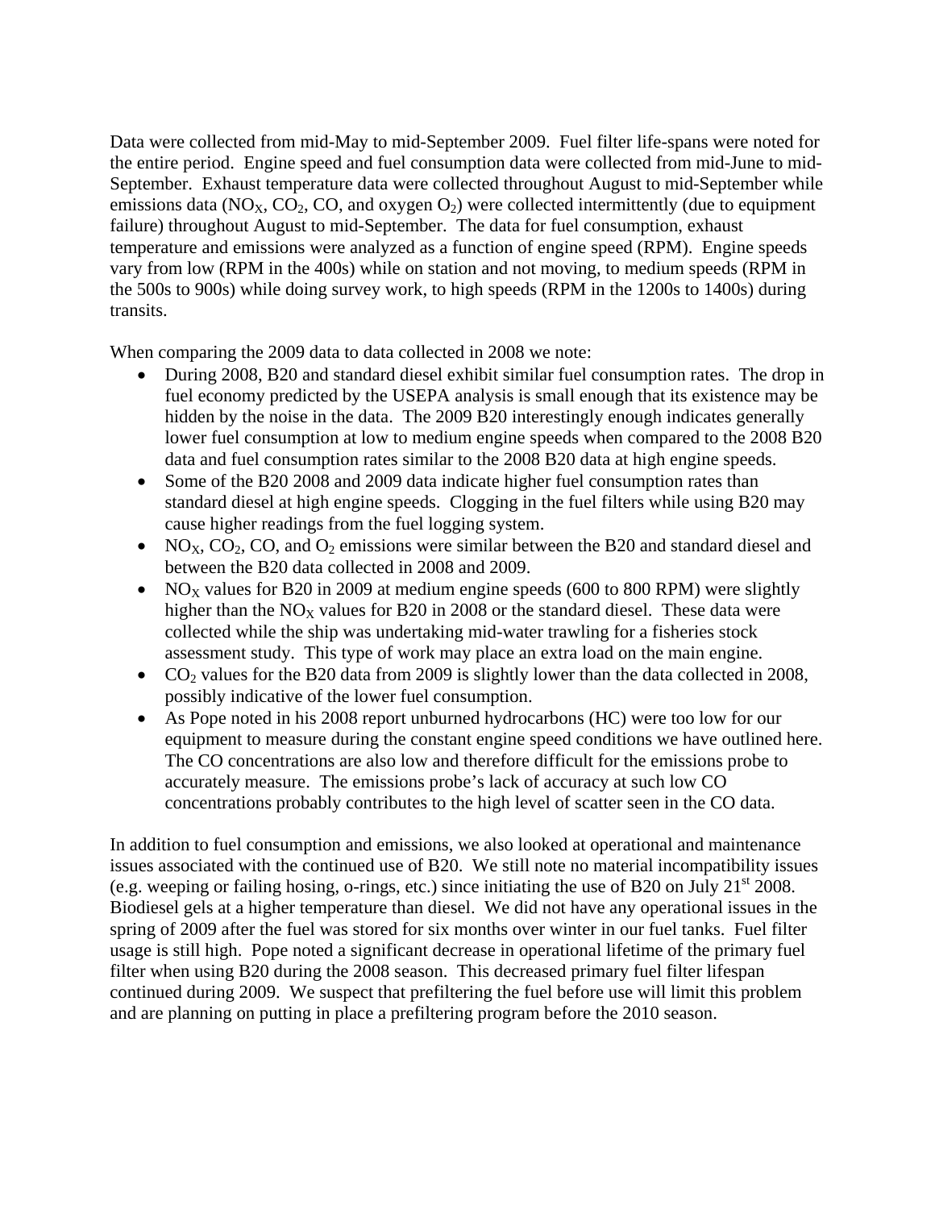Data were collected from mid-May to mid-September 2009. Fuel filter life-spans were noted for the entire period. Engine speed and fuel consumption data were collected from mid-June to mid-September. Exhaust temperature data were collected throughout August to mid-September while emissions data ($NO_X$, $CO_2$, CO, and oxygen $O_2$) were collected intermittently (due to equipment failure) throughout August to mid-September. The data for fuel consumption, exhaust temperature and emissions were analyzed as a function of engine speed (RPM). Engine speeds vary from low (RPM in the 400s) while on station and not moving, to medium speeds (RPM in the 500s to 900s) while doing survey work, to high speeds (RPM in the 1200s to 1400s) during transits.

When comparing the 2009 data to data collected in 2008 we note:

- During 2008, B20 and standard diesel exhibit similar fuel consumption rates. The drop in fuel economy predicted by the USEPA analysis is small enough that its existence may be hidden by the noise in the data. The 2009 B20 interestingly enough indicates generally lower fuel consumption at low to medium engine speeds when compared to the 2008 B20 data and fuel consumption rates similar to the 2008 B20 data at high engine speeds.
- Some of the B20 2008 and 2009 data indicate higher fuel consumption rates than standard diesel at high engine speeds. Clogging in the fuel filters while using B20 may cause higher readings from the fuel logging system.
- $NO_X$, $CO_2$, CO, and $O_2$ emissions were similar between the B20 and standard diesel and between the B20 data collected in 2008 and 2009.
- $NO_X$ values for B20 in 2009 at medium engine speeds (600 to 800 RPM) were slightly higher than the $NO_X$ values for B20 in 2008 or the standard diesel. These data were collected while the ship was undertaking mid-water trawling for a fisheries stock assessment study. This type of work may place an extra load on the main engine.
- $CO_2$ values for the B20 data from 2009 is slightly lower than the data collected in 2008, possibly indicative of the lower fuel consumption.
- As Pope noted in his 2008 report unburned hydrocarbons (HC) were too low for our equipment to measure during the constant engine speed conditions we have outlined here. The CO concentrations are also low and therefore difficult for the emissions probe to accurately measure. The emissions probe's lack of accuracy at such low CO concentrations probably contributes to the high level of scatter seen in the CO data.

In addition to fuel consumption and emissions, we also looked at operational and maintenance issues associated with the continued use of B20. We still note no material incompatibility issues (e.g. weeping or failing hosing, o-rings, etc.) since initiating the use of B20 on July 21st 2008. Biodiesel gels at a higher temperature than diesel. We did not have any operational issues in the spring of 2009 after the fuel was stored for six months over winter in our fuel tanks. Fuel filter usage is still high. Pope noted a significant decrease in operational lifetime of the primary fuel filter when using B20 during the 2008 season. This decreased primary fuel filter lifespan continued during 2009. We suspect that prefiltering the fuel before use will limit this problem and are planning on putting in place a prefiltering program before the 2010 season.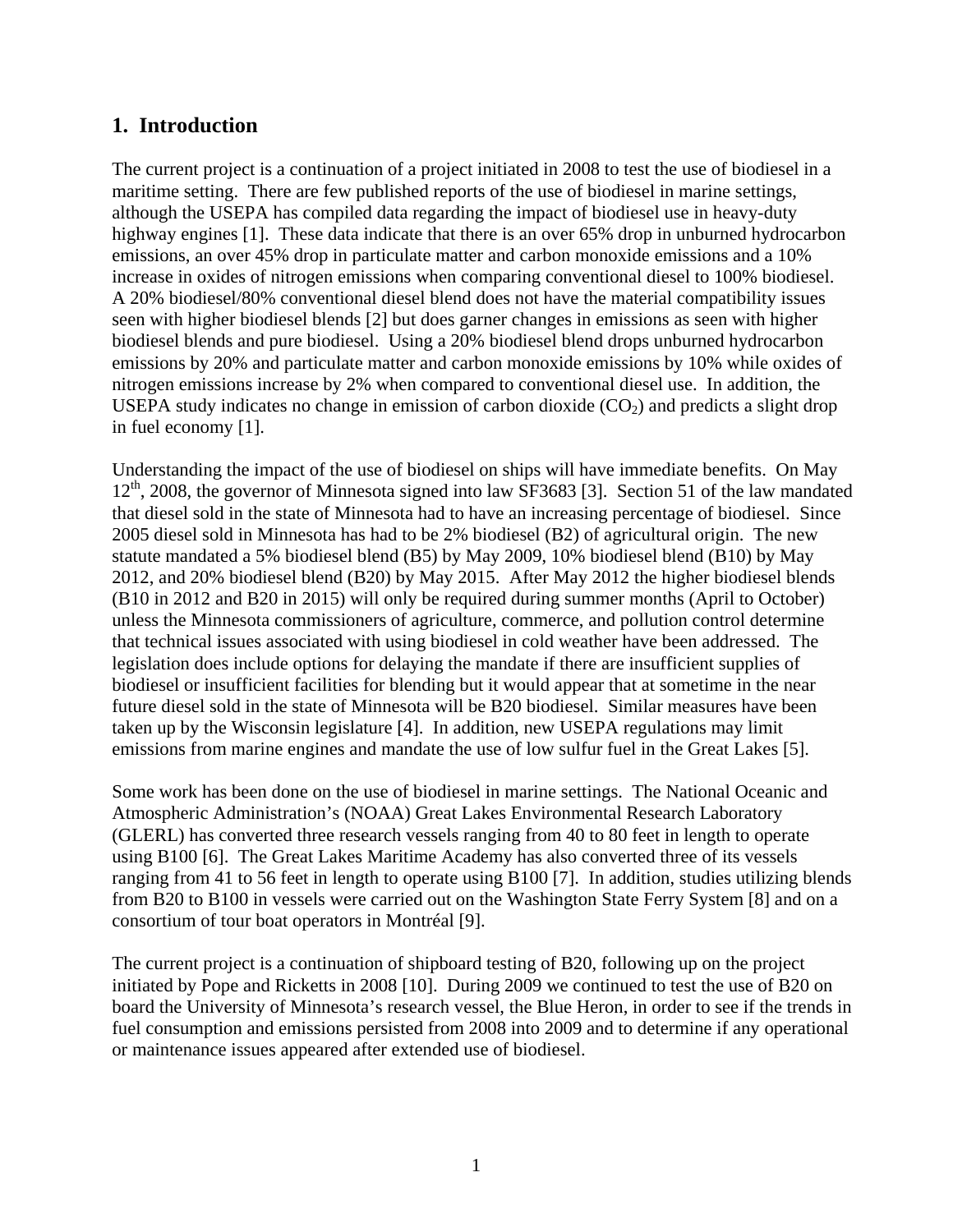## 1. Introduction

The current project is a continuation of a project initiated in 2008 to test the use of biodiesel in a maritime setting. There are few published reports of the use of biodiesel in marine settings, although the USEPA has compiled data regarding the impact of biodiesel use in heavy-duty highway engines [1]. These data indicate that there is an over 65% drop in unburned hydrocarbon emissions, an over 45% drop in particulate matter and carbon monoxide emissions and a 10% increase in oxides of nitrogen emissions when comparing conventional diesel to 100% biodiesel. A 20% biodiesel/80% conventional diesel blend does not have the material compatibility issues seen with higher biodiesel blends [2] but does garner changes in emissions as seen with higher biodiesel blends and pure biodiesel. Using a 20% biodiesel blend drops unburned hydrocarbon emissions by 20% and particulate matter and carbon monoxide emissions by 10% while oxides of nitrogen emissions increase by 2% when compared to conventional diesel use. In addition, the USEPA study indicates no change in emission of carbon dioxide ($CO_2$) and predicts a slight drop in fuel economy [1].

Understanding the impact of the use of biodiesel on ships will have immediate benefits. On May 12th, 2008, the governor of Minnesota signed into law SF3683 [3]. Section 51 of the law mandated that diesel sold in the state of Minnesota had to have an increasing percentage of biodiesel. Since 2005 diesel sold in Minnesota has had to be 2% biodiesel (B2) of agricultural origin. The new statute mandated a 5% biodiesel blend (B5) by May 2009, 10% biodiesel blend (B10) by May 2012, and 20% biodiesel blend (B20) by May 2015. After May 2012 the higher biodiesel blends (B10 in 2012 and B20 in 2015) will only be required during summer months (April to October) unless the Minnesota commissioners of agriculture, commerce, and pollution control determine that technical issues associated with using biodiesel in cold weather have been addressed. The legislation does include options for delaying the mandate if there are insufficient supplies of biodiesel or insufficient facilities for blending but it would appear that at sometime in the near future diesel sold in the state of Minnesota will be B20 biodiesel. Similar measures have been taken up by the Wisconsin legislature [4]. In addition, new USEPA regulations may limit emissions from marine engines and mandate the use of low sulfur fuel in the Great Lakes [5].

Some work has been done on the use of biodiesel in marine settings. The National Oceanic and Atmospheric Administration's (NOAA) Great Lakes Environmental Research Laboratory (GLERL) has converted three research vessels ranging from 40 to 80 feet in length to operate using B100 [6]. The Great Lakes Maritime Academy has also converted three of its vessels ranging from 41 to 56 feet in length to operate using B100 [7]. In addition, studies utilizing blends from B20 to B100 in vessels were carried out on the Washington State Ferry System [8] and on a consortium of tour boat operators in Montréal [9].

The current project is a continuation of shipboard testing of B20, following up on the project initiated by Pope and Ricketts in 2008 [10]. During 2009 we continued to test the use of B20 on board the University of Minnesota's research vessel, the Blue Heron, in order to see if the trends in fuel consumption and emissions persisted from 2008 into 2009 and to determine if any operational or maintenance issues appeared after extended use of biodiesel.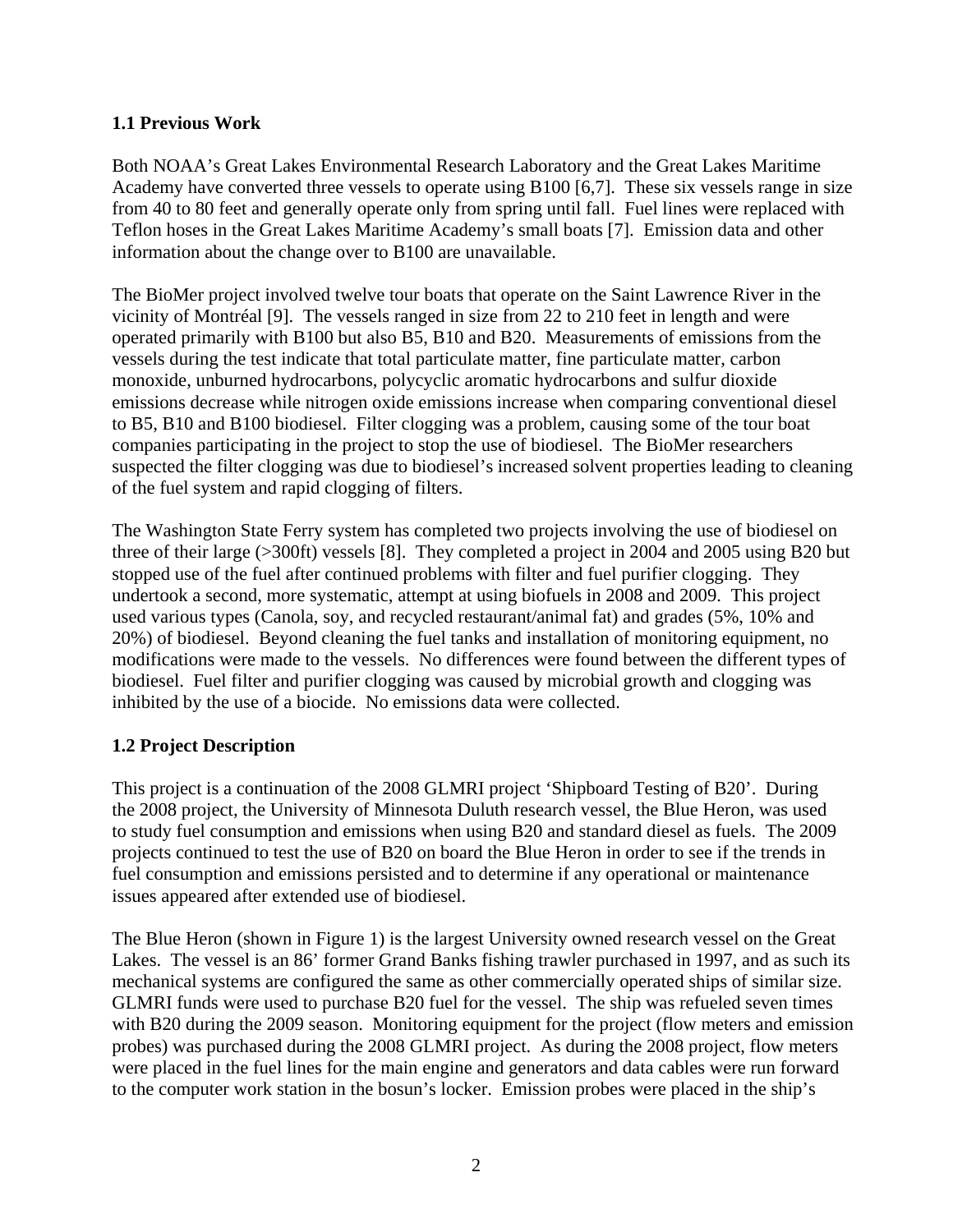### 1.1 Previous Work

Both NOAA's Great Lakes Environmental Research Laboratory and the Great Lakes Maritime Academy have converted three vessels to operate using B100 [6,7]. These six vessels range in size from 40 to 80 feet and generally operate only from spring until fall. Fuel lines were replaced with Teflon hoses in the Great Lakes Maritime Academy's small boats [7]. Emission data and other information about the change over to B100 are unavailable.

The BioMer project involved twelve tour boats that operate on the Saint Lawrence River in the vicinity of Montréal [9]. The vessels ranged in size from 22 to 210 feet in length and were operated primarily with B100 but also B5, B10 and B20. Measurements of emissions from the vessels during the test indicate that total particulate matter, fine particulate matter, carbon monoxide, unburned hydrocarbons, polycyclic aromatic hydrocarbons and sulfur dioxide emissions decrease while nitrogen oxide emissions increase when comparing conventional diesel to B5, B10 and B100 biodiesel. Filter clogging was a problem, causing some of the tour boat companies participating in the project to stop the use of biodiesel. The BioMer researchers suspected the filter clogging was due to biodiesel's increased solvent properties leading to cleaning of the fuel system and rapid clogging of filters.

The Washington State Ferry system has completed two projects involving the use of biodiesel on three of their large (>300ft) vessels [8]. They completed a project in 2004 and 2005 using B20 but stopped use of the fuel after continued problems with filter and fuel purifier clogging. They undertook a second, more systematic, attempt at using biofuels in 2008 and 2009. This project used various types (Canola, soy, and recycled restaurant/animal fat) and grades (5%, 10% and 20%) of biodiesel. Beyond cleaning the fuel tanks and installation of monitoring equipment, no modifications were made to the vessels. No differences were found between the different types of biodiesel. Fuel filter and purifier clogging was caused by microbial growth and clogging was inhibited by the use of a biocide. No emissions data were collected.

### 1.2 Project Description

This project is a continuation of the 2008 GLMRI project 'Shipboard Testing of B20'. During the 2008 project, the University of Minnesota Duluth research vessel, the Blue Heron, was used to study fuel consumption and emissions when using B20 and standard diesel as fuels. The 2009 projects continued to test the use of B20 on board the Blue Heron in order to see if the trends in fuel consumption and emissions persisted and to determine if any operational or maintenance issues appeared after extended use of biodiesel.

The Blue Heron (shown in Figure 1) is the largest University owned research vessel on the Great Lakes. The vessel is an 86' former Grand Banks fishing trawler purchased in 1997, and as such its mechanical systems are configured the same as other commercially operated ships of similar size. GLMRI funds were used to purchase B20 fuel for the vessel. The ship was refueled seven times with B20 during the 2009 season. Monitoring equipment for the project (flow meters and emission probes) was purchased during the 2008 GLMRI project. As during the 2008 project, flow meters were placed in the fuel lines for the main engine and generators and data cables were run forward to the computer work station in the bosun's locker. Emission probes were placed in the ship's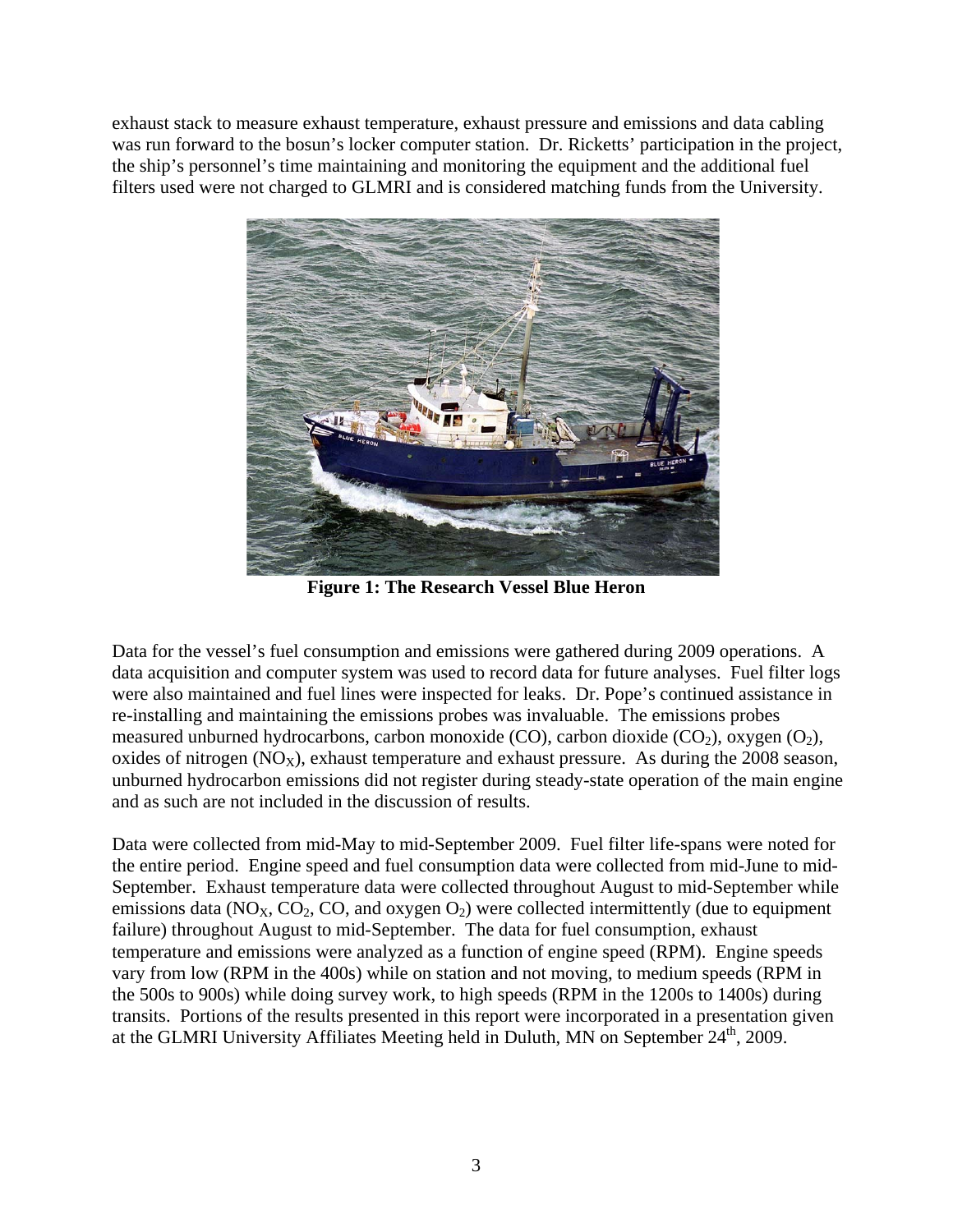exhaust stack to measure exhaust temperature, exhaust pressure and emissions and data cabling was run forward to the bosun's locker computer station. Dr. Ricketts' participation in the project, the ship's personnel's time maintaining and monitoring the equipment and the additional fuel filters used were not charged to GLMRI and is considered matching funds from the University.

**Figure 1: The Research Vessel Blue Heron**

Data for the vessel's fuel consumption and emissions were gathered during 2009 operations. A data acquisition and computer system was used to record data for future analyses. Fuel filter logs were also maintained and fuel lines were inspected for leaks. Dr. Pope's continued assistance in re-installing and maintaining the emissions probes was invaluable. The emissions probes measured unburned hydrocarbons, carbon monoxide (CO), carbon dioxide ($CO_2$), oxygen ($O_2$), oxides of nitrogen ($NO_X$), exhaust temperature and exhaust pressure. As during the 2008 season, unburned hydrocarbon emissions did not register during steady-state operation of the main engine and as such are not included in the discussion of results.

Data were collected from mid-May to mid-September 2009. Fuel filter life-spans were noted for the entire period. Engine speed and fuel consumption data were collected from mid-June to mid-September. Exhaust temperature data were collected throughout August to mid-September while emissions data ($NO_X$, $CO_2$, CO, and oxygen $O_2$) were collected intermittently (due to equipment failure) throughout August to mid-September. The data for fuel consumption, exhaust temperature and emissions were analyzed as a function of engine speed (RPM). Engine speeds vary from low (RPM in the 400s) while on station and not moving, to medium speeds (RPM in the 500s to 900s) while doing survey work, to high speeds (RPM in the 1200s to 1400s) during transits. Portions of the results presented in this report were incorporated in a presentation given at the GLMRI University Affiliates Meeting held in Duluth, MN on September 24th, 2009.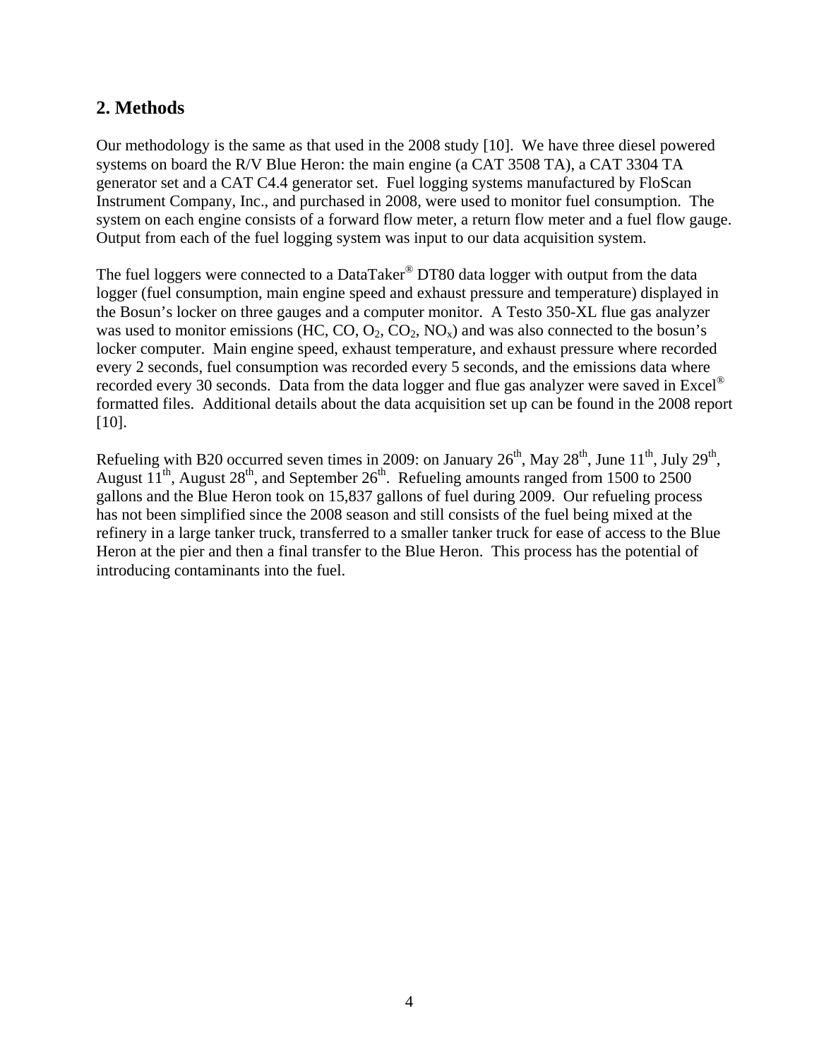## 2. Methods

Our methodology is the same as that used in the 2008 study [10]. We have three diesel powered systems on board the R/V Blue Heron: the main engine (a CAT 3508 TA), a CAT 3304 TA generator set and a CAT C4.4 generator set. Fuel logging systems manufactured by FloScan Instrument Company, Inc., and purchased in 2008, were used to monitor fuel consumption. The system on each engine consists of a forward flow meter, a return flow meter and a fuel flow gauge. Output from each of the fuel logging system was input to our data acquisition system.

The fuel loggers were connected to a DataTaker® DT80 data logger with output from the data logger (fuel consumption, main engine speed and exhaust pressure and temperature) displayed in the Bosun's locker on three gauges and a computer monitor. A Testo 350-XL flue gas analyzer was used to monitor emissions (HC, CO, $O_2$, $CO_2$, $NO_x$) and was also connected to the bosun's locker computer. Main engine speed, exhaust temperature, and exhaust pressure where recorded every 2 seconds, fuel consumption was recorded every 5 seconds, and the emissions data where recorded every 30 seconds. Data from the data logger and flue gas analyzer were saved in Excel® formatted files. Additional details about the data acquisition set up can be found in the 2008 report [10].

Refueling with B20 occurred seven times in 2009: on January 26th, May 28th, June 11th, July 29th, August 11th, August 28th, and September 26th. Refueling amounts ranged from 1500 to 2500 gallons and the Blue Heron took on 15,837 gallons of fuel during 2009. Our refueling process has not been simplified since the 2008 season and still consists of the fuel being mixed at the refinery in a large tanker truck, transferred to a smaller tanker truck for ease of access to the Blue Heron at the pier and then a final transfer to the Blue Heron. This process has the potential of introducing contaminants into the fuel.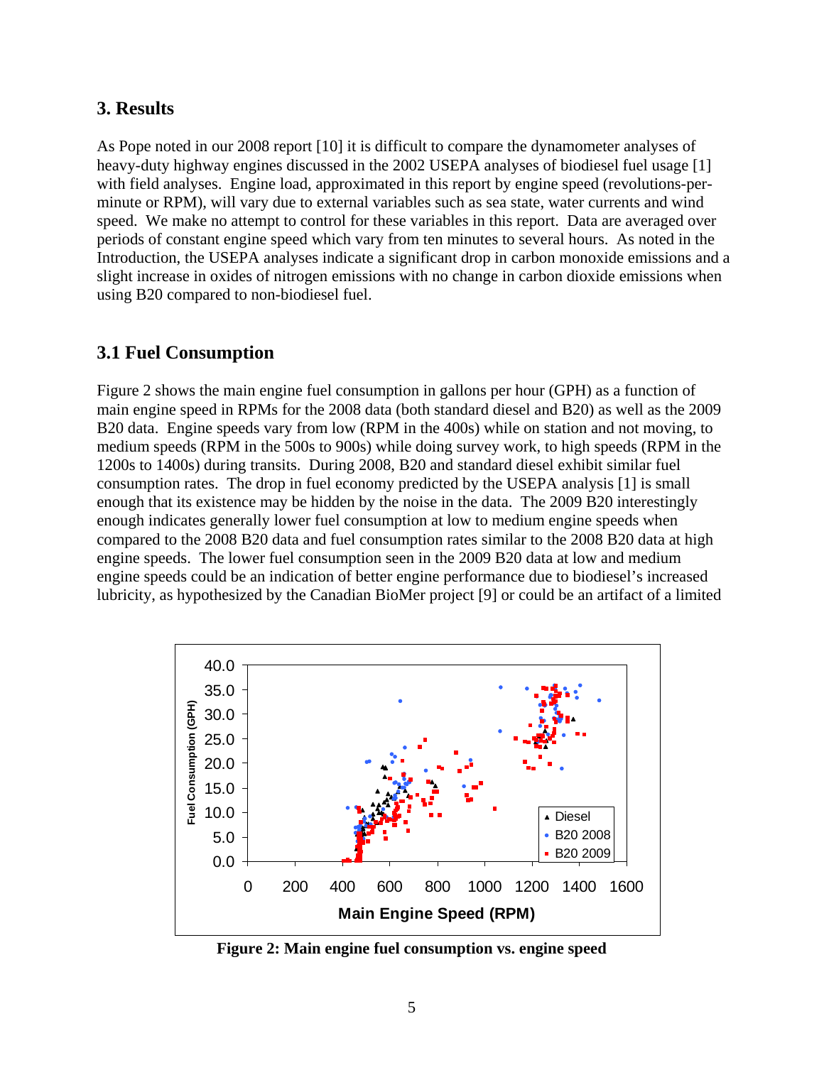## 3. Results

As Pope noted in our 2008 report [10] it is difficult to compare the dynamometer analyses of heavy-duty highway engines discussed in the 2002 USEPA analyses of biodiesel fuel usage [1] with field analyses. Engine load, approximated in this report by engine speed (revolutions-per-minute or RPM), will vary due to external variables such as sea state, water currents and wind speed. We make no attempt to control for these variables in this report. Data are averaged over periods of constant engine speed which vary from ten minutes to several hours. As noted in the Introduction, the USEPA analyses indicate a significant drop in carbon monoxide emissions and a slight increase in oxides of nitrogen emissions with no change in carbon dioxide emissions when using B20 compared to non-biodiesel fuel.

## 3.1 Fuel Consumption

Figure 2 shows the main engine fuel consumption in gallons per hour (GPH) as a function of main engine speed in RPMs for the 2008 data (both standard diesel and B20) as well as the 2009 B20 data. Engine speeds vary from low (RPM in the 400s) while on station and not moving, to medium speeds (RPM in the 500s to 900s) while doing survey work, to high speeds (RPM in the 1200s to 1400s) during transits. During 2008, B20 and standard diesel exhibit similar fuel consumption rates. The drop in fuel economy predicted by the USEPA analysis [1] is small enough that its existence may be hidden by the noise in the data. The 2009 B20 interestingly enough indicates generally lower fuel consumption at low to medium engine speeds when compared to the 2008 B20 data and fuel consumption rates similar to the 2008 B20 data at high engine speeds. The lower fuel consumption seen in the 2009 B20 data at low and medium engine speeds could be an indication of better engine performance due to biodiesel's increased lubricity, as hypothesized by the Canadian BioMer project [9] or could be an artifact of a limited

**Figure 2: Main engine fuel consumption vs. engine speed**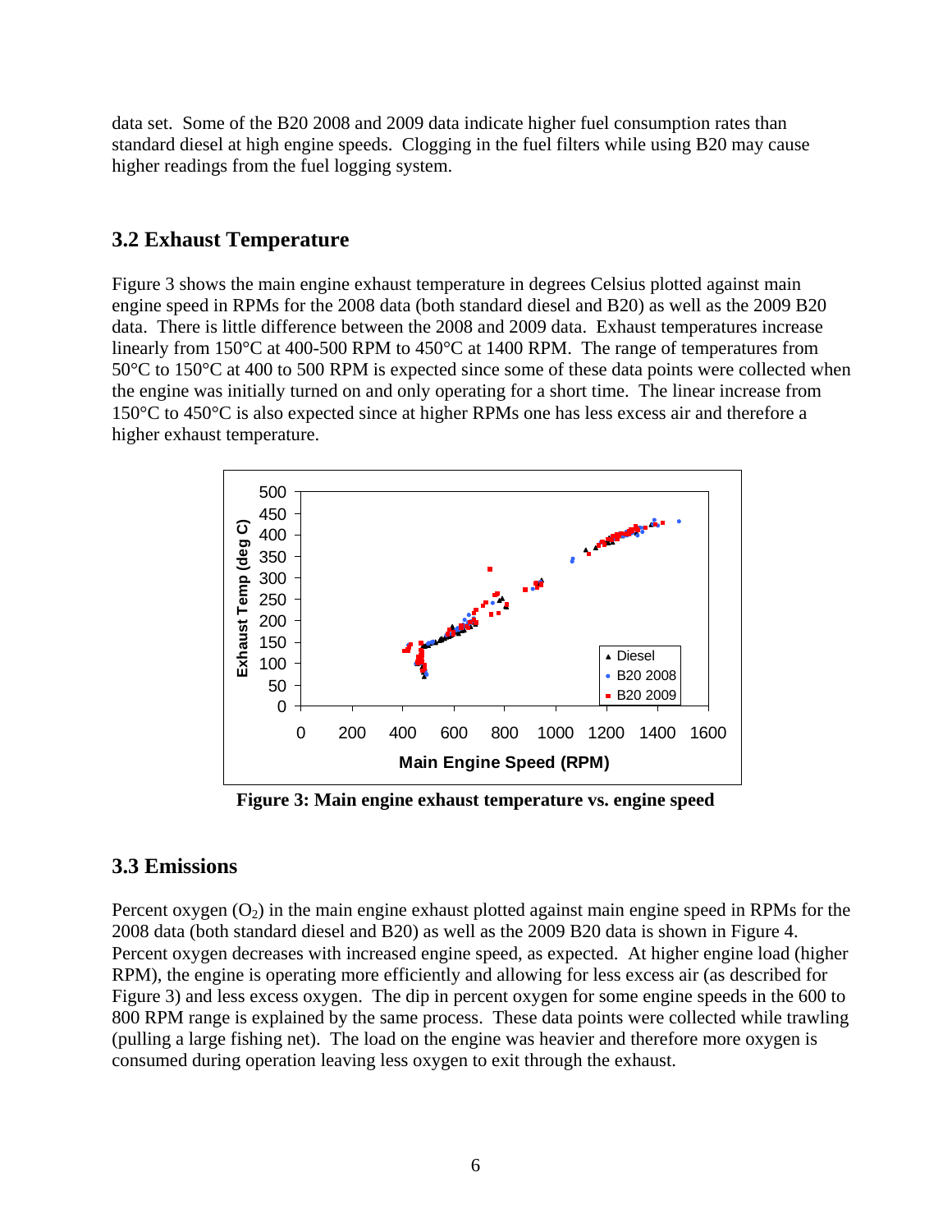data set. Some of the B20 2008 and 2009 data indicate higher fuel consumption rates than standard diesel at high engine speeds. Clogging in the fuel filters while using B20 may cause higher readings from the fuel logging system.

## 3.2 Exhaust Temperature

Figure 3 shows the main engine exhaust temperature in degrees Celsius plotted against main engine speed in RPMs for the 2008 data (both standard diesel and B20) as well as the 2009 B20 data. There is little difference between the 2008 and 2009 data. Exhaust temperatures increase linearly from 150°C at 400-500 RPM to 450°C at 1400 RPM. The range of temperatures from 50°C to 150°C at 400 to 500 RPM is expected since some of these data points were collected when the engine was initially turned on and only operating for a short time. The linear increase from 150°C to 450°C is also expected since at higher RPMs one has less excess air and therefore a higher exhaust temperature.

**Figure 3: Main engine exhaust temperature vs. engine speed**

## 3.3 Emissions

Percent oxygen ($O_2$) in the main engine exhaust plotted against main engine speed in RPMs for the 2008 data (both standard diesel and B20) as well as the 2009 B20 data is shown in Figure 4. Percent oxygen decreases with increased engine speed, as expected. At higher engine load (higher RPM), the engine is operating more efficiently and allowing for less excess air (as described for Figure 3) and less excess oxygen. The dip in percent oxygen for some engine speeds in the 600 to 800 RPM range is explained by the same process. These data points were collected while trawling (pulling a large fishing net). The load on the engine was heavier and therefore more oxygen is consumed during operation leaving less oxygen to exit through the exhaust.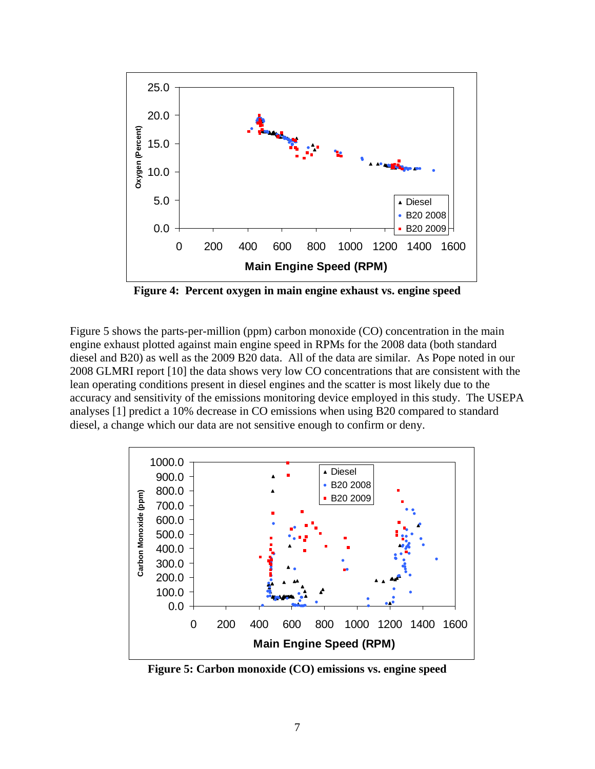**Figure 4: Percent oxygen in main engine exhaust vs. engine speed**

Figure 5 shows the parts-per-million (ppm) carbon monoxide (CO) concentration in the main engine exhaust plotted against main engine speed in RPMs for the 2008 data (both standard diesel and B20) as well as the 2009 B20 data. All of the data are similar. As Pope noted in our 2008 GLMRI report [10] the data shows very low CO concentrations that are consistent with the lean operating conditions present in diesel engines and the scatter is most likely due to the accuracy and sensitivity of the emissions monitoring device employed in this study. The USEPA analyses [1] predict a 10% decrease in CO emissions when using B20 compared to standard diesel, a change which our data are not sensitive enough to confirm or deny.

**Figure 5: Carbon monoxide (CO) emissions vs. engine speed**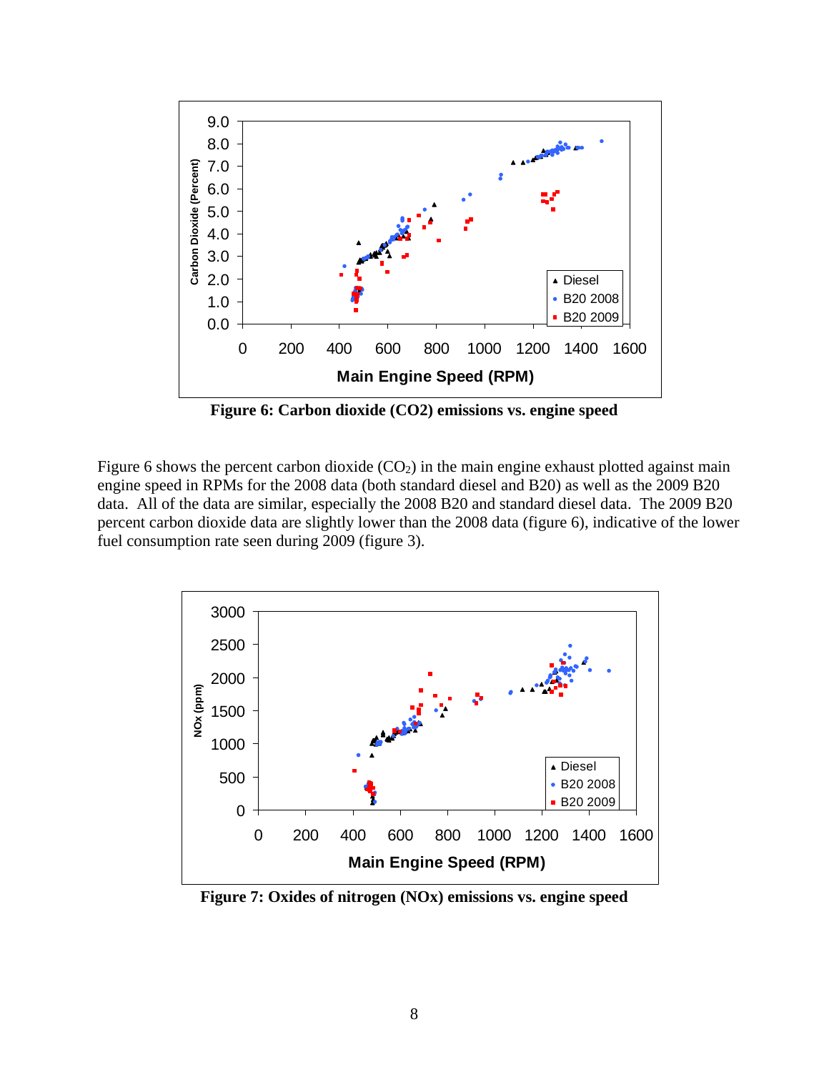**Figure 6: Carbon dioxide (CO2) emissions vs. engine speed**

Figure 6 shows the percent carbon dioxide ($CO_2$) in the main engine exhaust plotted against main engine speed in RPMs for the 2008 data (both standard diesel and B20) as well as the 2009 B20 data. All of the data are similar, especially the 2008 B20 and standard diesel data. The 2009 B20 percent carbon dioxide data are slightly lower than the 2008 data (figure 6), indicative of the lower fuel consumption rate seen during 2009 (figure 3).

**Figure 7: Oxides of nitrogen (NOx) emissions vs. engine speed**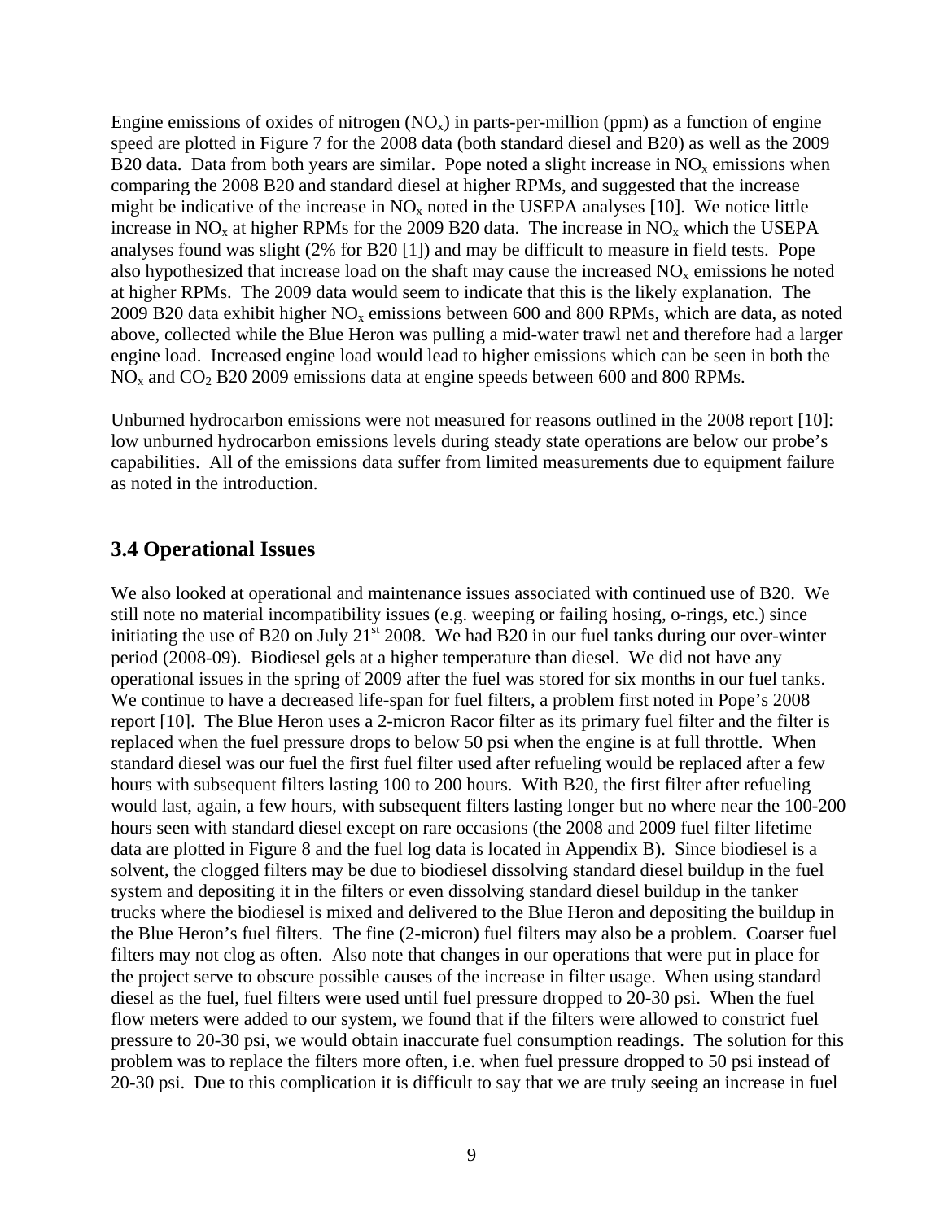Engine emissions of oxides of nitrogen ($NO_x$) in parts-per-million (ppm) as a function of engine speed are plotted in Figure 7 for the 2008 data (both standard diesel and B20) as well as the 2009 B20 data. Data from both years are similar. Pope noted a slight increase in $NO_x$ emissions when comparing the 2008 B20 and standard diesel at higher RPMs, and suggested that the increase might be indicative of the increase in $NO_x$ noted in the USEPA analyses [10]. We notice little increase in $NO_x$ at higher RPMs for the 2009 B20 data. The increase in $NO_x$ which the USEPA analyses found was slight (2% for B20 [1]) and may be difficult to measure in field tests. Pope also hypothesized that increase load on the shaft may cause the increased $NO_x$ emissions he noted at higher RPMs. The 2009 data would seem to indicate that this is the likely explanation. The 2009 B20 data exhibit higher $NO_x$ emissions between 600 and 800 RPMs, which are data, as noted above, collected while the Blue Heron was pulling a mid-water trawl net and therefore had a larger engine load. Increased engine load would lead to higher emissions which can be seen in both the $NO_x$ and $CO_2$ B20 2009 emissions data at engine speeds between 600 and 800 RPMs.

Unburned hydrocarbon emissions were not measured for reasons outlined in the 2008 report [10]: low unburned hydrocarbon emissions levels during steady state operations are below our probe's capabilities. All of the emissions data suffer from limited measurements due to equipment failure as noted in the introduction.

## 3.4 Operational Issues

We also looked at operational and maintenance issues associated with continued use of B20. We still note no material incompatibility issues (e.g. weeping or failing hosing, o-rings, etc.) since initiating the use of B20 on July 21st 2008. We had B20 in our fuel tanks during our over-winter period (2008-09). Biodiesel gels at a higher temperature than diesel. We did not have any operational issues in the spring of 2009 after the fuel was stored for six months in our fuel tanks. We continue to have a decreased life-span for fuel filters, a problem first noted in Pope's 2008 report [10]. The Blue Heron uses a 2-micron Racor filter as its primary fuel filter and the filter is replaced when the fuel pressure drops to below 50 psi when the engine is at full throttle. When standard diesel was our fuel the first fuel filter used after refueling would be replaced after a few hours with subsequent filters lasting 100 to 200 hours. With B20, the first filter after refueling would last, again, a few hours, with subsequent filters lasting longer but no where near the 100-200 hours seen with standard diesel except on rare occasions (the 2008 and 2009 fuel filter lifetime data are plotted in Figure 8 and the fuel log data is located in Appendix B). Since biodiesel is a solvent, the clogged filters may be due to biodiesel dissolving standard diesel buildup in the fuel system and depositing it in the filters or even dissolving standard diesel buildup in the tanker trucks where the biodiesel is mixed and delivered to the Blue Heron and depositing the buildup in the Blue Heron's fuel filters. The fine (2-micron) fuel filters may also be a problem. Coarser fuel filters may not clog as often. Also note that changes in our operations that were put in place for the project serve to obscure possible causes of the increase in filter usage. When using standard diesel as the fuel, fuel filters were used until fuel pressure dropped to 20-30 psi. When the fuel flow meters were added to our system, we found that if the filters were allowed to constrict fuel pressure to 20-30 psi, we would obtain inaccurate fuel consumption readings. The solution for this problem was to replace the filters more often, i.e. when fuel pressure dropped to 50 psi instead of 20-30 psi. Due to this complication it is difficult to say that we are truly seeing an increase in fuel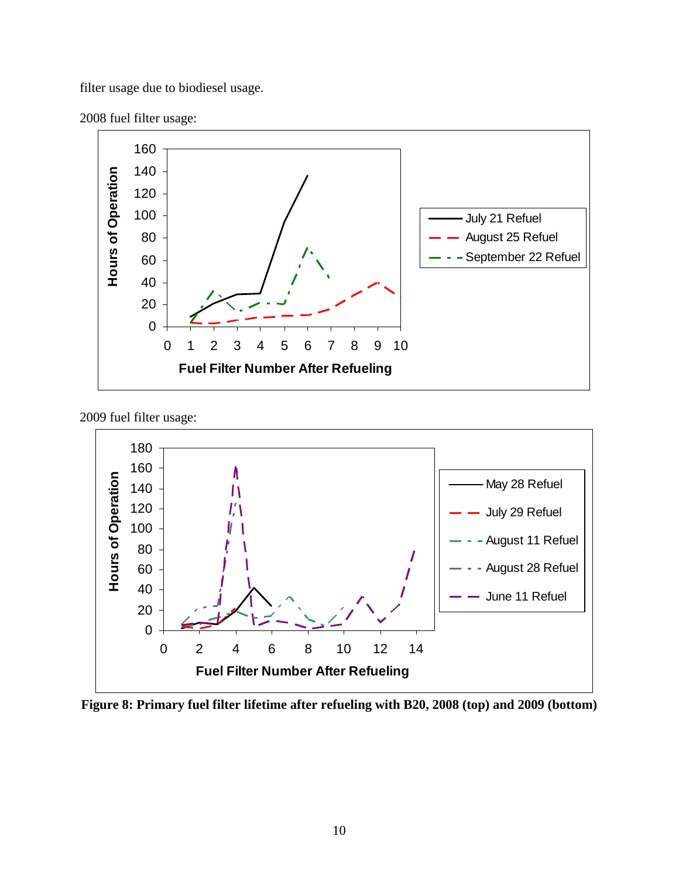filter usage due to biodiesel usage.

2008 fuel filter usage:

2009 fuel filter usage:

**Figure 8: Primary fuel filter lifetime after refueling with B20, 2008 (top) and 2009 (bottom)**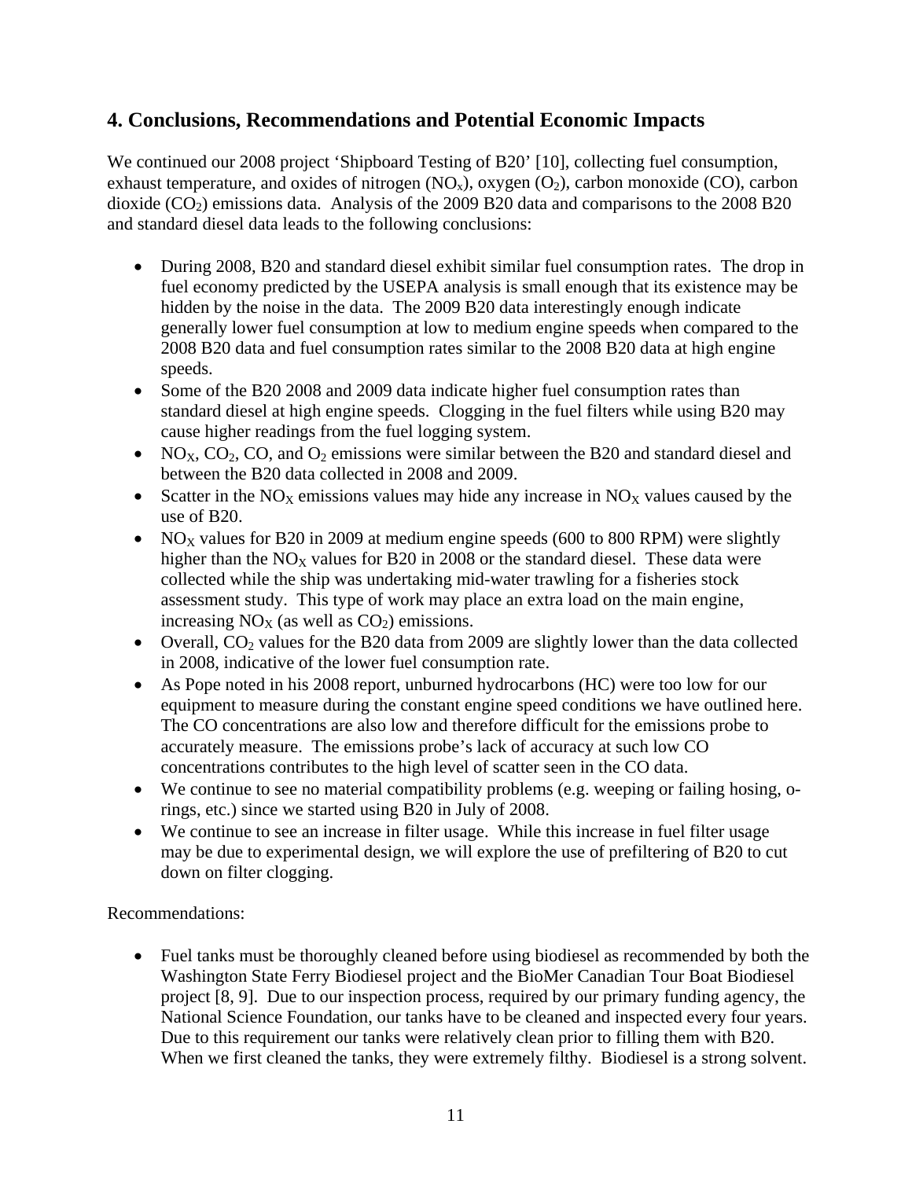## 4. Conclusions, Recommendations and Potential Economic Impacts

We continued our 2008 project 'Shipboard Testing of B20' [10], collecting fuel consumption, exhaust temperature, and oxides of nitrogen ($NO_x$), oxygen ($O_2$), carbon monoxide (CO), carbon dioxide ($CO_2$) emissions data. Analysis of the 2009 B20 data and comparisons to the 2008 B20 and standard diesel data leads to the following conclusions:

- During 2008, B20 and standard diesel exhibit similar fuel consumption rates. The drop in fuel economy predicted by the USEPA analysis is small enough that its existence may be hidden by the noise in the data. The 2009 B20 data interestingly enough indicate generally lower fuel consumption at low to medium engine speeds when compared to the 2008 B20 data and fuel consumption rates similar to the 2008 B20 data at high engine speeds.
- Some of the B20 2008 and 2009 data indicate higher fuel consumption rates than standard diesel at high engine speeds. Clogging in the fuel filters while using B20 may cause higher readings from the fuel logging system.
- $NO_X$, $CO_2$, CO, and $O_2$ emissions were similar between the B20 and standard diesel and between the B20 data collected in 2008 and 2009.
- Scatter in the $NO_X$ emissions values may hide any increase in $NO_X$ values caused by the use of B20.
- $NO_X$ values for B20 in 2009 at medium engine speeds (600 to 800 RPM) were slightly higher than the $NO_X$ values for B20 in 2008 or the standard diesel. These data were collected while the ship was undertaking mid-water trawling for a fisheries stock assessment study. This type of work may place an extra load on the main engine, increasing $NO_X$ (as well as $CO_2$) emissions.
- Overall, $CO_2$ values for the B20 data from 2009 are slightly lower than the data collected in 2008, indicative of the lower fuel consumption rate.
- As Pope noted in his 2008 report, unburned hydrocarbons (HC) were too low for our equipment to measure during the constant engine speed conditions we have outlined here. The CO concentrations are also low and therefore difficult for the emissions probe to accurately measure. The emissions probe's lack of accuracy at such low CO concentrations contributes to the high level of scatter seen in the CO data.
- We continue to see no material compatibility problems (e.g. weeping or failing hosing, o-rings, etc.) since we started using B20 in July of 2008.
- We continue to see an increase in filter usage. While this increase in fuel filter usage may be due to experimental design, we will explore the use of prefiltering of B20 to cut down on filter clogging.

Recommendations:

- Fuel tanks must be thoroughly cleaned before using biodiesel as recommended by both the Washington State Ferry Biodiesel project and the BioMer Canadian Tour Boat Biodiesel project [8, 9]. Due to our inspection process, required by our primary funding agency, the National Science Foundation, our tanks have to be cleaned and inspected every four years. Due to this requirement our tanks were relatively clean prior to filling them with B20. When we first cleaned the tanks, they were extremely filthy. Biodiesel is a strong solvent.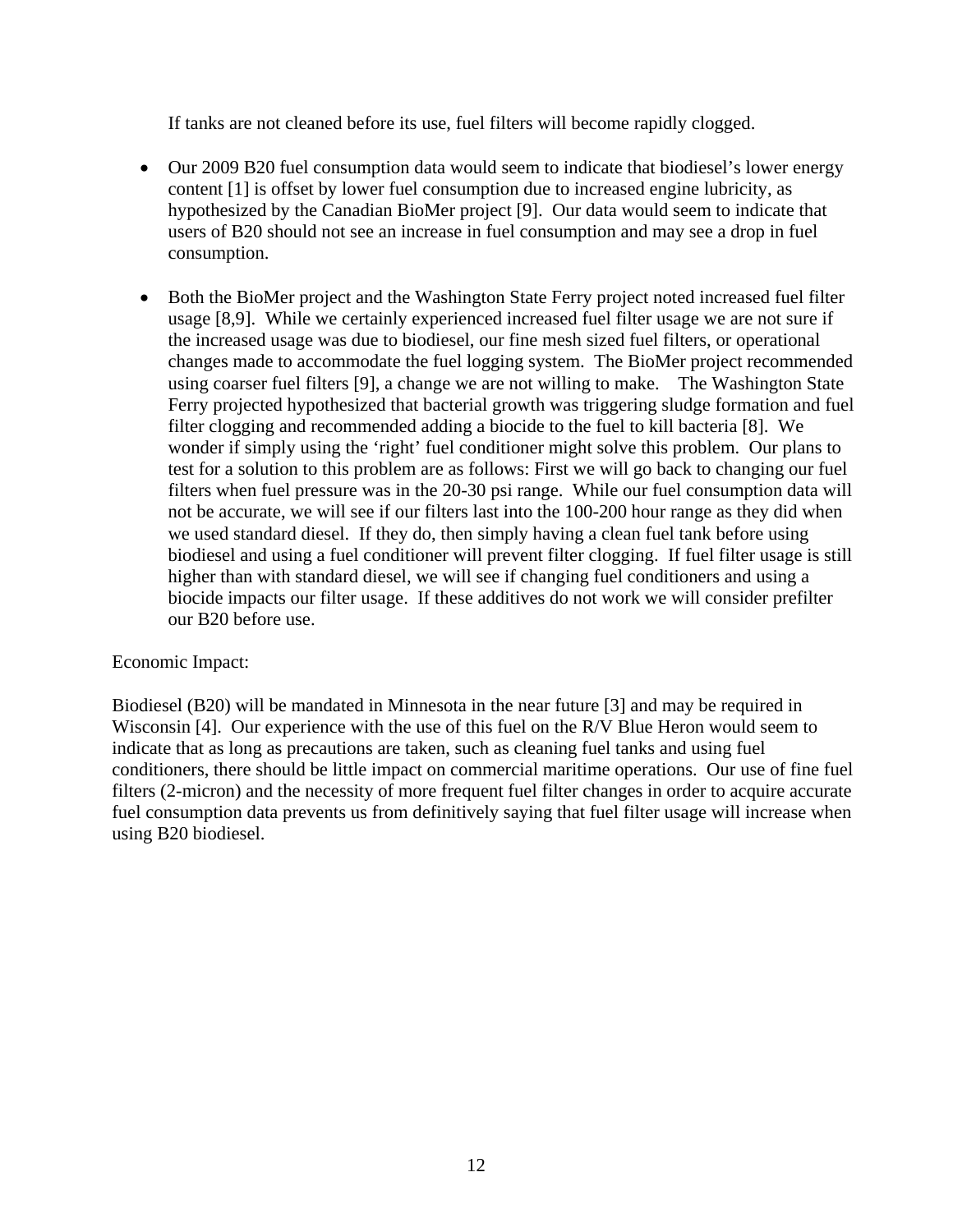If tanks are not cleaned before its use, fuel filters will become rapidly clogged.

- Our 2009 B20 fuel consumption data would seem to indicate that biodiesel's lower energy content [1] is offset by lower fuel consumption due to increased engine lubricity, as hypothesized by the Canadian BioMer project [9]. Our data would seem to indicate that users of B20 should not see an increase in fuel consumption and may see a drop in fuel consumption.

- Both the BioMer project and the Washington State Ferry project noted increased fuel filter usage [8,9]. While we certainly experienced increased fuel filter usage we are not sure if the increased usage was due to biodiesel, our fine mesh sized fuel filters, or operational changes made to accommodate the fuel logging system. The BioMer project recommended using coarser fuel filters [9], a change we are not willing to make. The Washington State Ferry projected hypothesized that bacterial growth was triggering sludge formation and fuel filter clogging and recommended adding a biocide to the fuel to kill bacteria [8]. We wonder if simply using the 'right' fuel conditioner might solve this problem. Our plans to test for a solution to this problem are as follows: First we will go back to changing our fuel filters when fuel pressure was in the 20-30 psi range. While our fuel consumption data will not be accurate, we will see if our filters last into the 100-200 hour range as they did when we used standard diesel. If they do, then simply having a clean fuel tank before using biodiesel and using a fuel conditioner will prevent filter clogging. If fuel filter usage is still higher than with standard diesel, we will see if changing fuel conditioners and using a biocide impacts our filter usage. If these additives do not work we will consider prefilter our B20 before use.

Economic Impact:

Biodiesel (B20) will be mandated in Minnesota in the near future [3] and may be required in Wisconsin [4]. Our experience with the use of this fuel on the R/V Blue Heron would seem to indicate that as long as precautions are taken, such as cleaning fuel tanks and using fuel conditioners, there should be little impact on commercial maritime operations. Our use of fine fuel filters (2-micron) and the necessity of more frequent fuel filter changes in order to acquire accurate fuel consumption data prevents us from definitively saying that fuel filter usage will increase when using B20 biodiesel.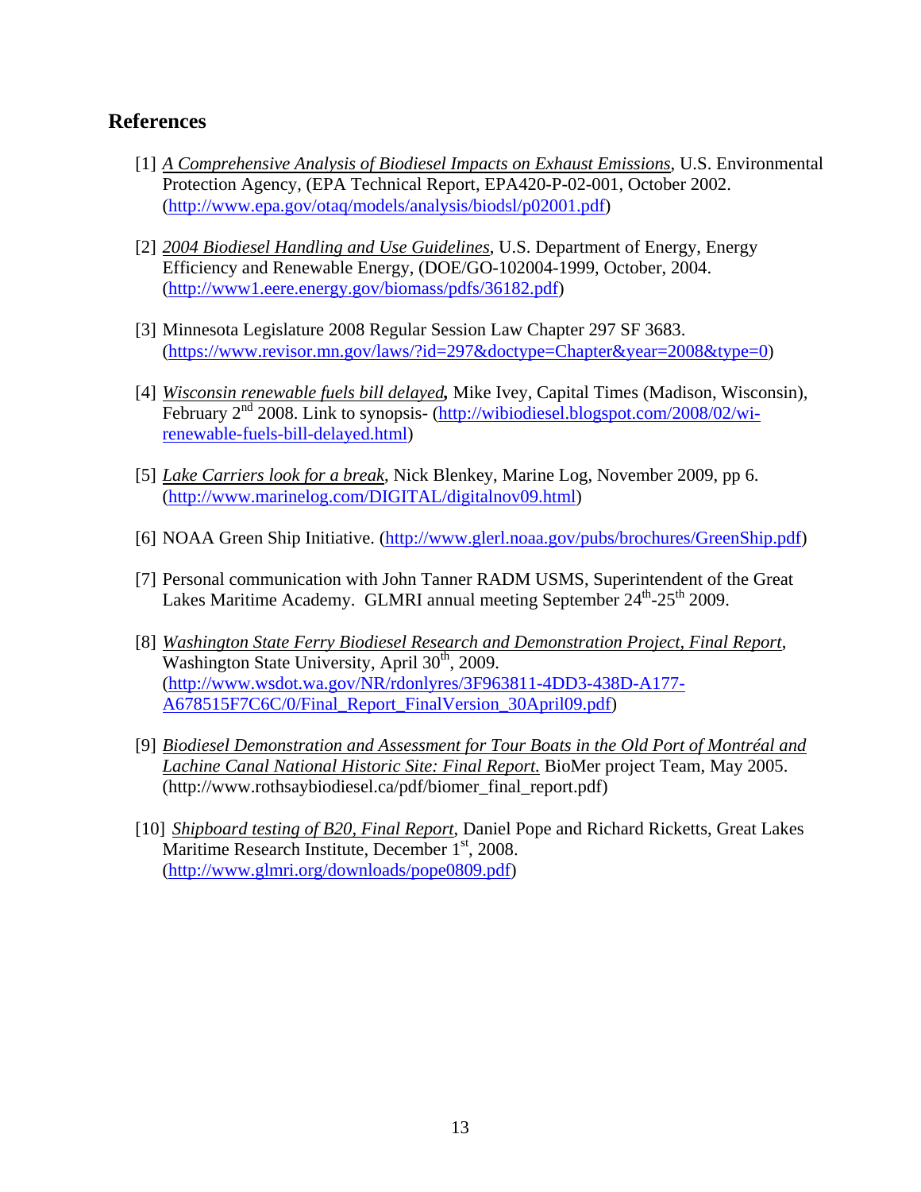## References

[1] *A Comprehensive Analysis of Biodiesel Impacts on Exhaust Emissions*, U.S. Environmental Protection Agency, (EPA Technical Report, EPA420-P-02-001, October 2002. (http://www.epa.gov/otaq/models/analysis/biodsl/p02001.pdf)

[2] *2004 Biodiesel Handling and Use Guidelines*, U.S. Department of Energy, Energy Efficiency and Renewable Energy, (DOE/GO-102004-1999, October, 2004. (http://www1.eere.energy.gov/biomass/pdfs/36182.pdf)

[3] Minnesota Legislature 2008 Regular Session Law Chapter 297 SF 3683. (https://www.revisor.mn.gov/laws/?id=297&doctype=Chapter&year=2008&type=0)

[4] ***Wisconsin renewable fuels bill delayed***, Mike Ivey, Capital Times (Madison, Wisconsin), February 2nd 2008. Link to synopsis- (http://wibiodiesel.blogspot.com/2008/02/wi-renewable-fuels-bill-delayed.html)

[5] *Lake Carriers look for a break*, Nick Blenkey, Marine Log, November 2009, pp 6. (http://www.marinelog.com/DIGITAL/digitalnov09.html)

[6] NOAA Green Ship Initiative. (http://www.glerl.noaa.gov/pubs/brochures/GreenShip.pdf)

[7] Personal communication with John Tanner RADM USMS, Superintendent of the Great Lakes Maritime Academy. GLMRI annual meeting September 24th-25th 2009.

[8] *Washington State Ferry Biodiesel Research and Demonstration Project, Final Report*, Washington State University, April 30th, 2009. (http://www.wsdot.wa.gov/NR/rdonlyres/3F963811-4DD3-438D-A177-A678515F7C6C/0/Final_Report_FinalVersion_30April09.pdf)

[9] *Biodiesel Demonstration and Assessment for Tour Boats in the Old Port of Montréal and Lachine Canal National Historic Site: Final Report.* BioMer project Team, May 2005. (http://www.rothsaybiodiesel.ca/pdf/biomer_final_report.pdf)

[10] *Shipboard testing of B20, Final Report*, Daniel Pope and Richard Ricketts, Great Lakes Maritime Research Institute, December 1st, 2008. (http://www.glmri.org/downloads/pope0809.pdf)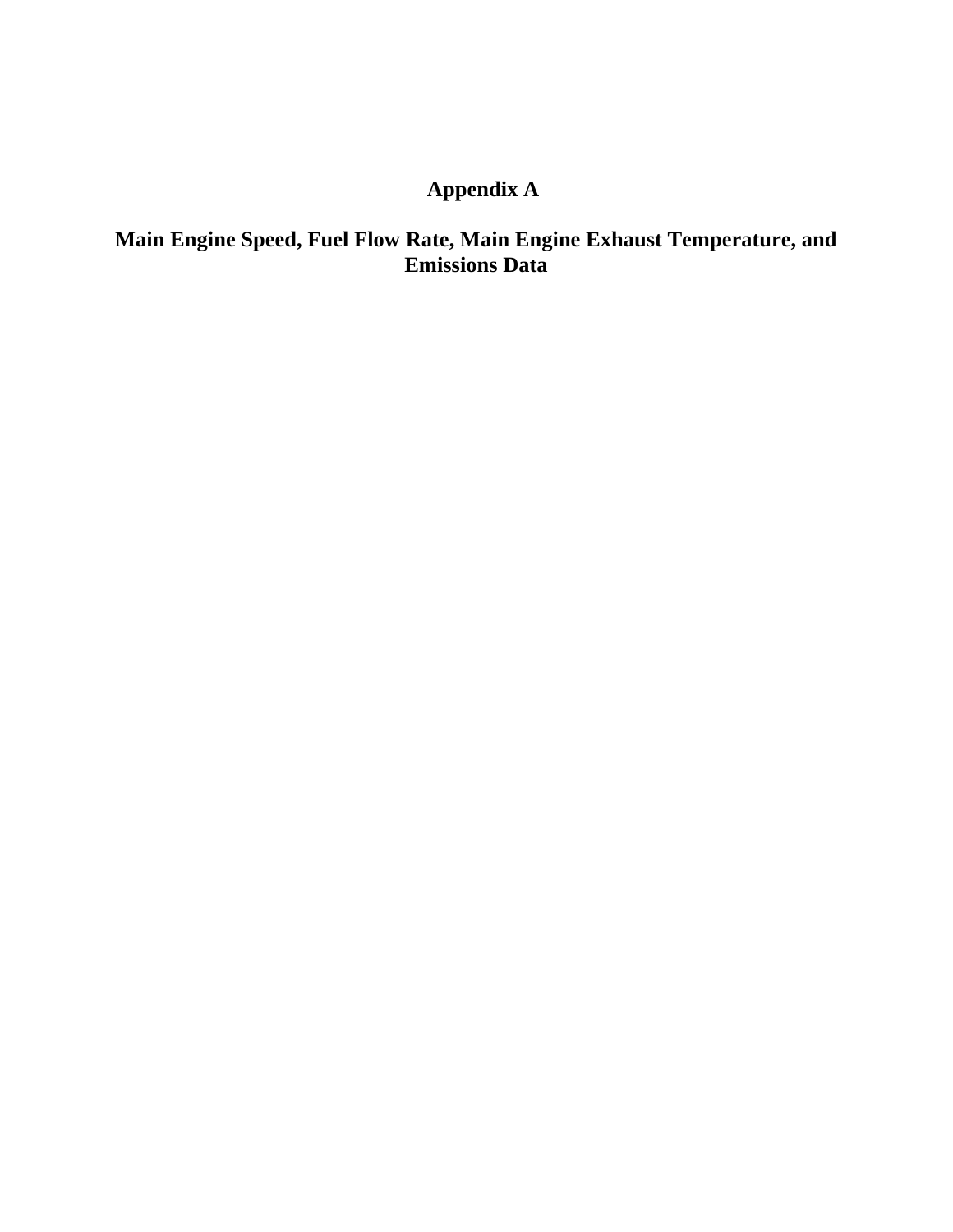# Appendix A

## Main Engine Speed, Fuel Flow Rate, Main Engine Exhaust Temperature, and Emissions Data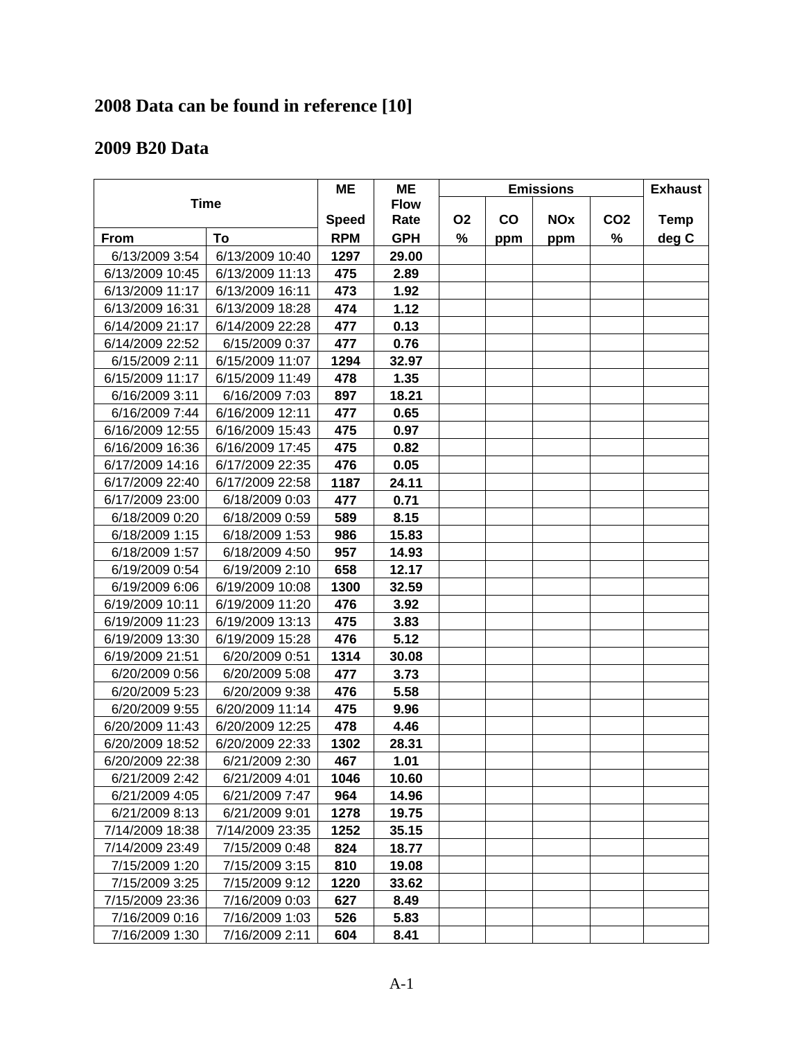## 2008 Data can be found in reference [10]

## 2009 B20 Data

| Time | | ME Speed | ME Flow Rate | Emissions | | | | Exhaust Temp |
|---|---|---|---|---|---|---|---|---|
| | | | | O2 | CO | NOx | CO2 | |
| From | To | RPM | GPH | % | ppm | ppm | % | deg C |
| 6/13/2009 3:54 | 6/13/2009 10:40 | 1297 | 29.00 | | | | | |
| 6/13/2009 10:45 | 6/13/2009 11:13 | 475 | 2.89 | | | | | |
| 6/13/2009 11:17 | 6/13/2009 16:11 | 473 | 1.92 | | | | | |
| 6/13/2009 16:31 | 6/13/2009 18:28 | 474 | 1.12 | | | | | |
| 6/14/2009 21:17 | 6/14/2009 22:28 | 477 | 0.13 | | | | | |
| 6/14/2009 22:52 | 6/15/2009 0:37 | 477 | 0.76 | | | | | |
| 6/15/2009 2:11 | 6/15/2009 11:07 | 1294 | 32.97 | | | | | |
| 6/15/2009 11:17 | 6/15/2009 11:49 | 478 | 1.35 | | | | | |
| 6/16/2009 3:11 | 6/16/2009 7:03 | 897 | 18.21 | | | | | |
| 6/16/2009 7:44 | 6/16/2009 12:11 | 477 | 0.65 | | | | | |
| 6/16/2009 12:55 | 6/16/2009 15:43 | 475 | 0.97 | | | | | |
| 6/16/2009 16:36 | 6/16/2009 17:45 | 475 | 0.82 | | | | | |
| 6/17/2009 14:16 | 6/17/2009 22:35 | 476 | 0.05 | | | | | |
| 6/17/2009 22:40 | 6/17/2009 22:58 | 1187 | 24.11 | | | | | |
| 6/17/2009 23:00 | 6/18/2009 0:03 | 477 | 0.71 | | | | | |
| 6/18/2009 0:20 | 6/18/2009 0:59 | 589 | 8.15 | | | | | |
| 6/18/2009 1:15 | 6/18/2009 1:53 | 986 | 15.83 | | | | | |
| 6/18/2009 1:57 | 6/18/2009 4:50 | 957 | 14.93 | | | | | |
| 6/19/2009 0:54 | 6/19/2009 2:10 | 658 | 12.17 | | | | | |
| 6/19/2009 6:06 | 6/19/2009 10:08 | 1300 | 32.59 | | | | | |
| 6/19/2009 10:11 | 6/19/2009 11:20 | 476 | 3.92 | | | | | |
| 6/19/2009 11:23 | 6/19/2009 13:13 | 475 | 3.83 | | | | | |
| 6/19/2009 13:30 | 6/19/2009 15:28 | 476 | 5.12 | | | | | |
| 6/19/2009 21:51 | 6/20/2009 0:51 | 1314 | 30.08 | | | | | |
| 6/20/2009 0:56 | 6/20/2009 5:08 | 477 | 3.73 | | | | | |
| 6/20/2009 5:23 | 6/20/2009 9:38 | 476 | 5.58 | | | | | |
| 6/20/2009 9:55 | 6/20/2009 11:14 | 475 | 9.96 | | | | | |
| 6/20/2009 11:43 | 6/20/2009 12:25 | 478 | 4.46 | | | | | |
| 6/20/2009 18:52 | 6/20/2009 22:33 | 1302 | 28.31 | | | | | |
| 6/20/2009 22:38 | 6/21/2009 2:30 | 467 | 1.01 | | | | | |
| 6/21/2009 2:42 | 6/21/2009 4:01 | 1046 | 10.60 | | | | | |
| 6/21/2009 4:05 | 6/21/2009 7:47 | 964 | 14.96 | | | | | |
| 6/21/2009 8:13 | 6/21/2009 9:01 | 1278 | 19.75 | | | | | |
| 7/14/2009 18:38 | 7/14/2009 23:35 | 1252 | 35.15 | | | | | |
| 7/14/2009 23:49 | 7/15/2009 0:48 | 824 | 18.77 | | | | | |
| 7/15/2009 1:20 | 7/15/2009 3:15 | 810 | 19.08 | | | | | |
| 7/15/2009 3:25 | 7/15/2009 9:12 | 1220 | 33.62 | | | | | |
| 7/15/2009 23:36 | 7/16/2009 0:03 | 627 | 8.49 | | | | | |
| 7/16/2009 0:16 | 7/16/2009 1:03 | 526 | 5.83 | | | | | |
| 7/16/2009 1:30 | 7/16/2009 2:11 | 604 | 8.41 | | | | | |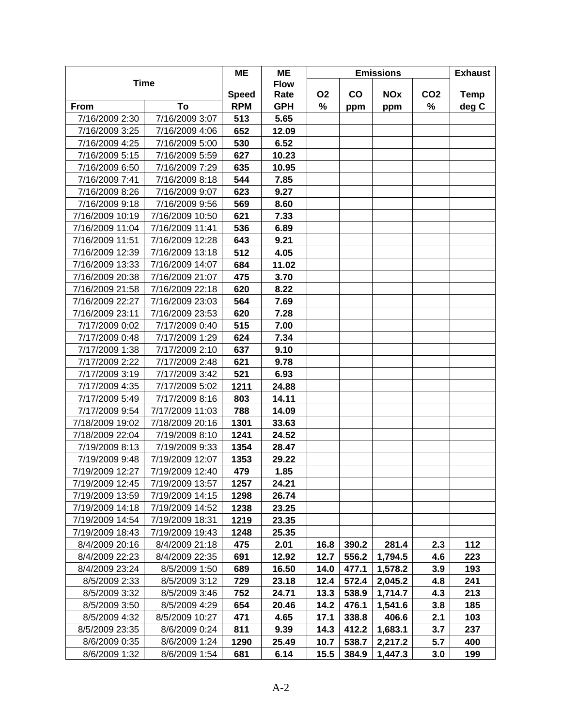| Time | | ME Speed | ME Flow Rate | Emissions | | | | Exhaust Temp |
|---|---|---|---|---|---|---|---|---|
| From | To | RPM | GPH | O2 % | CO ppm | NOx ppm | CO2 % | deg C |
| 7/16/2009 2:30 | 7/16/2009 3:07 | 513 | 5.65 | | | | | |
| 7/16/2009 3:25 | 7/16/2009 4:06 | 652 | 12.09 | | | | | |
| 7/16/2009 4:25 | 7/16/2009 5:00 | 530 | 6.52 | | | | | |
| 7/16/2009 5:15 | 7/16/2009 5:59 | 627 | 10.23 | | | | | |
| 7/16/2009 6:50 | 7/16/2009 7:29 | 635 | 10.95 | | | | | |
| 7/16/2009 7:41 | 7/16/2009 8:18 | 544 | 7.85 | | | | | |
| 7/16/2009 8:26 | 7/16/2009 9:07 | 623 | 9.27 | | | | | |
| 7/16/2009 9:18 | 7/16/2009 9:56 | 569 | 8.60 | | | | | |
| 7/16/2009 10:19 | 7/16/2009 10:50 | 621 | 7.33 | | | | | |
| 7/16/2009 11:04 | 7/16/2009 11:41 | 536 | 6.89 | | | | | |
| 7/16/2009 11:51 | 7/16/2009 12:28 | 643 | 9.21 | | | | | |
| 7/16/2009 12:39 | 7/16/2009 13:18 | 512 | 4.05 | | | | | |
| 7/16/2009 13:33 | 7/16/2009 14:07 | 684 | 11.02 | | | | | |
| 7/16/2009 20:38 | 7/16/2009 21:07 | 475 | 3.70 | | | | | |
| 7/16/2009 21:58 | 7/16/2009 22:18 | 620 | 8.22 | | | | | |
| 7/16/2009 22:27 | 7/16/2009 23:03 | 564 | 7.69 | | | | | |
| 7/16/2009 23:11 | 7/16/2009 23:53 | 620 | 7.28 | | | | | |
| 7/17/2009 0:02 | 7/17/2009 0:40 | 515 | 7.00 | | | | | |
| 7/17/2009 0:48 | 7/17/2009 1:29 | 624 | 7.34 | | | | | |
| 7/17/2009 1:38 | 7/17/2009 2:10 | 637 | 9.10 | | | | | |
| 7/17/2009 2:22 | 7/17/2009 2:48 | 621 | 9.78 | | | | | |
| 7/17/2009 3:19 | 7/17/2009 3:42 | 521 | 6.93 | | | | | |
| 7/17/2009 4:35 | 7/17/2009 5:02 | 1211 | 24.88 | | | | | |
| 7/17/2009 5:49 | 7/17/2009 8:16 | 803 | 14.11 | | | | | |
| 7/17/2009 9:54 | 7/17/2009 11:03 | 788 | 14.09 | | | | | |
| 7/18/2009 19:02 | 7/18/2009 20:16 | 1301 | 33.63 | | | | | |
| 7/18/2009 22:04 | 7/19/2009 8:10 | 1241 | 24.52 | | | | | |
| 7/19/2009 8:13 | 7/19/2009 9:33 | 1354 | 28.47 | | | | | |
| 7/19/2009 9:48 | 7/19/2009 12:07 | 1353 | 29.22 | | | | | |
| 7/19/2009 12:27 | 7/19/2009 12:40 | 479 | 1.85 | | | | | |
| 7/19/2009 12:45 | 7/19/2009 13:57 | 1257 | 24.21 | | | | | |
| 7/19/2009 13:59 | 7/19/2009 14:15 | 1298 | 26.74 | | | | | |
| 7/19/2009 14:18 | 7/19/2009 14:52 | 1238 | 23.25 | | | | | |
| 7/19/2009 14:54 | 7/19/2009 18:31 | 1219 | 23.35 | | | | | |
| 7/19/2009 18:43 | 7/19/2009 19:43 | 1248 | 25.35 | | | | | |
| 8/4/2009 20:16 | 8/4/2009 21:18 | 475 | 2.01 | 16.8 | 390.2 | 281.4 | 2.3 | 112 |
| 8/4/2009 22:23 | 8/4/2009 22:35 | 691 | 12.92 | 12.7 | 556.2 | 1,794.5 | 4.6 | 223 |
| 8/4/2009 23:24 | 8/5/2009 1:50 | 689 | 16.50 | 14.0 | 477.1 | 1,578.2 | 3.9 | 193 |
| 8/5/2009 2:33 | 8/5/2009 3:12 | 729 | 23.18 | 12.4 | 572.4 | 2,045.2 | 4.8 | 241 |
| 8/5/2009 3:32 | 8/5/2009 3:46 | 752 | 24.71 | 13.3 | 538.9 | 1,714.7 | 4.3 | 213 |
| 8/5/2009 3:50 | 8/5/2009 4:29 | 654 | 20.46 | 14.2 | 476.1 | 1,541.6 | 3.8 | 185 |
| 8/5/2009 4:32 | 8/5/2009 10:27 | 471 | 4.65 | 17.1 | 338.8 | 406.6 | 2.1 | 103 |
| 8/5/2009 23:35 | 8/6/2009 0:24 | 811 | 9.39 | 14.3 | 412.2 | 1,683.1 | 3.7 | 237 |
| 8/6/2009 0:35 | 8/6/2009 1:24 | 1290 | 25.49 | 10.7 | 538.7 | 2,217.2 | 5.7 | 400 |
| 8/6/2009 1:32 | 8/6/2009 1:54 | 681 | 6.14 | 15.5 | 384.9 | 1,447.3 | 3.0 | 199 |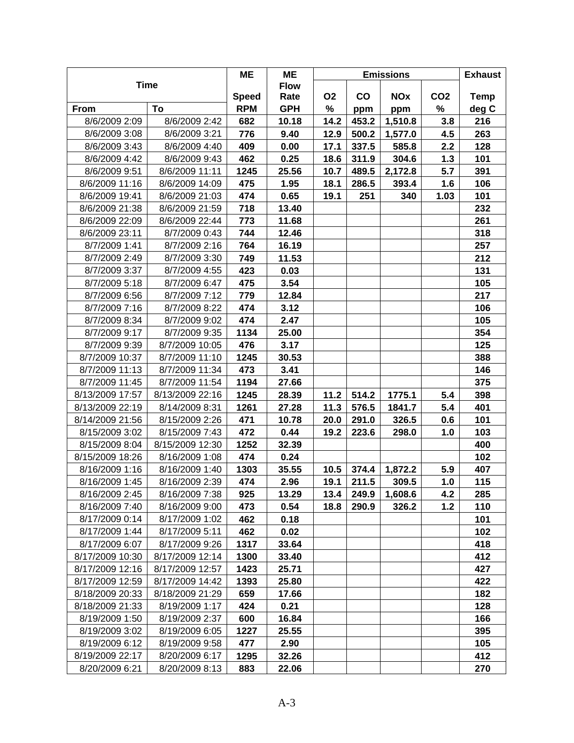| Time | | ME Speed | ME Flow Rate | Emissions | | | | Exhaust Temp |
|---|---|---|---|---|---|---|---|---|
| | | | | O2 | CO | NOx | CO2 | |
| From | To | RPM | GPH | % | ppm | ppm | % | deg C |
| 8/6/2009 2:09 | 8/6/2009 2:42 | 682 | 10.18 | 14.2 | 453.2 | 1,510.8 | 3.8 | 216 |
| 8/6/2009 3:08 | 8/6/2009 3:21 | 776 | 9.40 | 12.9 | 500.2 | 1,577.0 | 4.5 | 263 |
| 8/6/2009 3:43 | 8/6/2009 4:40 | 409 | 0.00 | 17.1 | 337.5 | 585.8 | 2.2 | 128 |
| 8/6/2009 4:42 | 8/6/2009 9:43 | 462 | 0.25 | 18.6 | 311.9 | 304.6 | 1.3 | 101 |
| 8/6/2009 9:51 | 8/6/2009 11:11 | 1245 | 25.56 | 10.7 | 489.5 | 2,172.8 | 5.7 | 391 |
| 8/6/2009 11:16 | 8/6/2009 14:09 | 475 | 1.95 | 18.1 | 286.5 | 393.4 | 1.6 | 106 |
| 8/6/2009 19:41 | 8/6/2009 21:03 | 474 | 0.65 | 19.1 | 251 | 340 | 1.03 | 101 |
| 8/6/2009 21:38 | 8/6/2009 21:59 | 718 | 13.40 | | | | | 232 |
| 8/6/2009 22:09 | 8/6/2009 22:44 | 773 | 11.68 | | | | | 261 |
| 8/6/2009 23:11 | 8/7/2009 0:43 | 744 | 12.46 | | | | | 318 |
| 8/7/2009 1:41 | 8/7/2009 2:16 | 764 | 16.19 | | | | | 257 |
| 8/7/2009 2:49 | 8/7/2009 3:30 | 749 | 11.53 | | | | | 212 |
| 8/7/2009 3:37 | 8/7/2009 4:55 | 423 | 0.03 | | | | | 131 |
| 8/7/2009 5:18 | 8/7/2009 6:47 | 475 | 3.54 | | | | | 105 |
| 8/7/2009 6:56 | 8/7/2009 7:12 | 779 | 12.84 | | | | | 217 |
| 8/7/2009 7:16 | 8/7/2009 8:22 | 474 | 3.12 | | | | | 106 |
| 8/7/2009 8:34 | 8/7/2009 9:02 | 474 | 2.47 | | | | | 105 |
| 8/7/2009 9:17 | 8/7/2009 9:35 | 1134 | 25.00 | | | | | 354 |
| 8/7/2009 9:39 | 8/7/2009 10:05 | 476 | 3.17 | | | | | 125 |
| 8/7/2009 10:37 | 8/7/2009 11:10 | 1245 | 30.53 | | | | | 388 |
| 8/7/2009 11:13 | 8/7/2009 11:34 | 473 | 3.41 | | | | | 146 |
| 8/7/2009 11:45 | 8/7/2009 11:54 | 1194 | 27.66 | | | | | 375 |
| 8/13/2009 17:57 | 8/13/2009 22:16 | 1245 | 28.39 | 11.2 | 514.2 | 1775.1 | 5.4 | 398 |
| 8/13/2009 22:19 | 8/14/2009 8:31 | 1261 | 27.28 | 11.3 | 576.5 | 1841.7 | 5.4 | 401 |
| 8/14/2009 21:56 | 8/15/2009 2:26 | 471 | 10.78 | 20.0 | 291.0 | 326.5 | 0.6 | 101 |
| 8/15/2009 3:02 | 8/15/2009 7:43 | 472 | 0.44 | 19.2 | 223.6 | 298.0 | 1.0 | 103 |
| 8/15/2009 8:04 | 8/15/2009 12:30 | 1252 | 32.39 | | | | | 400 |
| 8/15/2009 18:26 | 8/16/2009 1:08 | 474 | 0.24 | | | | | 102 |
| 8/16/2009 1:16 | 8/16/2009 1:40 | 1303 | 35.55 | 10.5 | 374.4 | 1,872.2 | 5.9 | 407 |
| 8/16/2009 1:45 | 8/16/2009 2:39 | 474 | 2.96 | 19.1 | 211.5 | 309.5 | 1.0 | 115 |
| 8/16/2009 2:45 | 8/16/2009 7:38 | 925 | 13.29 | 13.4 | 249.9 | 1,608.6 | 4.2 | 285 |
| 8/16/2009 7:40 | 8/16/2009 9:00 | 473 | 0.54 | 18.8 | 290.9 | 326.2 | 1.2 | 110 |
| 8/17/2009 0:14 | 8/17/2009 1:02 | 462 | 0.18 | | | | | 101 |
| 8/17/2009 1:44 | 8/17/2009 5:11 | 462 | 0.02 | | | | | 102 |
| 8/17/2009 6:07 | 8/17/2009 9:26 | 1317 | 33.64 | | | | | 418 |
| 8/17/2009 10:30 | 8/17/2009 12:14 | 1300 | 33.40 | | | | | 412 |
| 8/17/2009 12:16 | 8/17/2009 12:57 | 1423 | 25.71 | | | | | 427 |
| 8/17/2009 12:59 | 8/17/2009 14:42 | 1393 | 25.80 | | | | | 422 |
| 8/18/2009 20:33 | 8/18/2009 21:29 | 659 | 17.66 | | | | | 182 |
| 8/18/2009 21:33 | 8/19/2009 1:17 | 424 | 0.21 | | | | | 128 |
| 8/19/2009 1:50 | 8/19/2009 2:37 | 600 | 16.84 | | | | | 166 |
| 8/19/2009 3:02 | 8/19/2009 6:05 | 1227 | 25.55 | | | | | 395 |
| 8/19/2009 6:12 | 8/19/2009 9:58 | 477 | 2.90 | | | | | 105 |
| 8/19/2009 22:17 | 8/20/2009 6:17 | 1295 | 32.26 | | | | | 412 |
| 8/20/2009 6:21 | 8/20/2009 8:13 | 883 | 22.06 | | | | | 270 |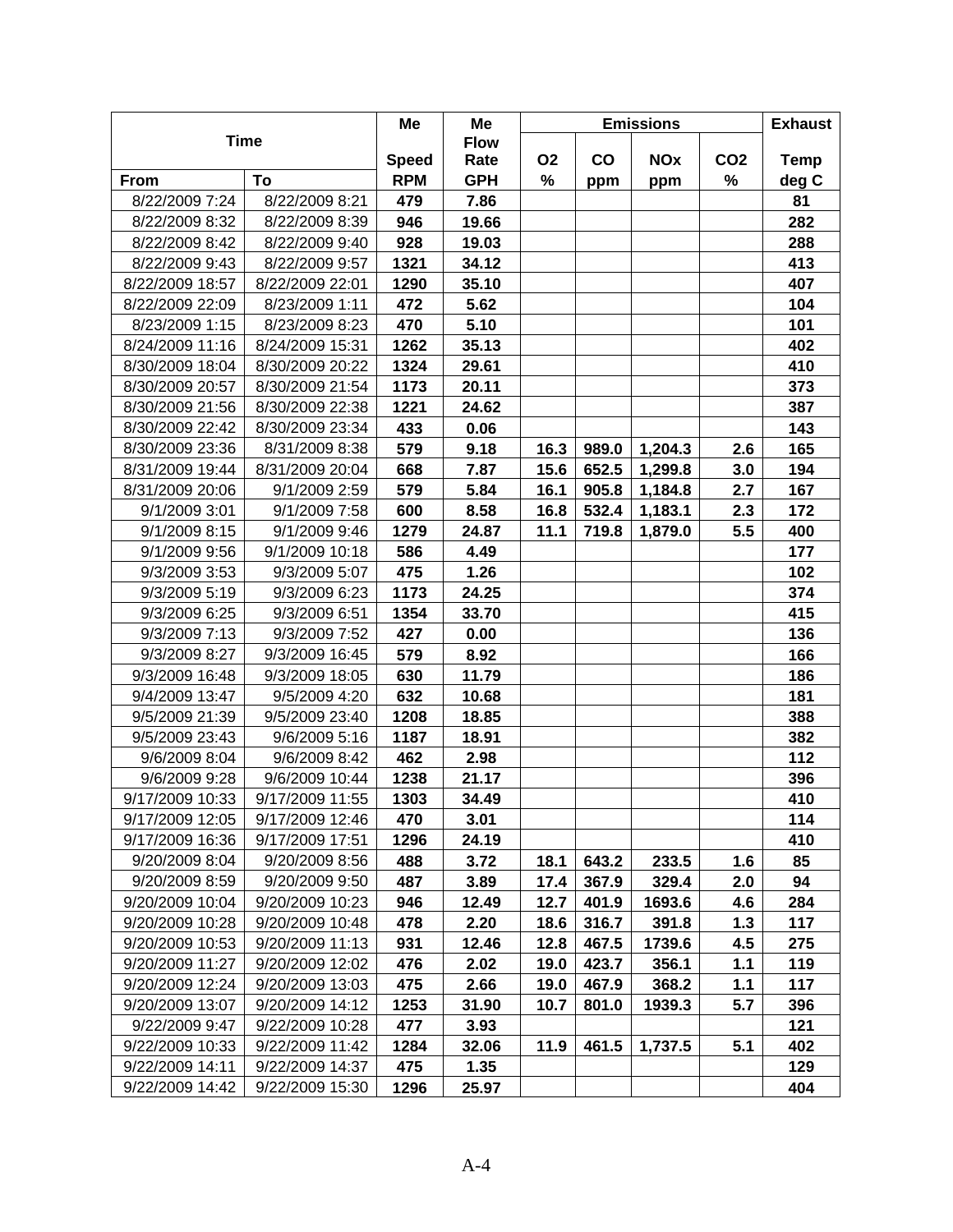| Time | | Me Speed | Me Flow Rate | Emissions | | | | Exhaust Temp |
|---|---|---|---|---|---|---|---|---|
| From | To | RPM | GPH | $O_2$ % | CO ppm | $NO_x$ ppm | $CO_2$ % | deg C |
| 8/22/2009 7:24 | 8/22/2009 8:21 | **479** | **7.86** | | | | | **81** |
| 8/22/2009 8:32 | 8/22/2009 8:39 | **946** | **19.66** | | | | | **282** |
| 8/22/2009 8:42 | 8/22/2009 9:40 | **928** | **19.03** | | | | | **288** |
| 8/22/2009 9:43 | 8/22/2009 9:57 | **1321** | **34.12** | | | | | **413** |
| 8/22/2009 18:57 | 8/22/2009 22:01 | **1290** | **35.10** | | | | | **407** |
| 8/22/2009 22:09 | 8/23/2009 1:11 | **472** | **5.62** | | | | | **104** |
| 8/23/2009 1:15 | 8/23/2009 8:23 | **470** | **5.10** | | | | | **101** |
| 8/24/2009 11:16 | 8/24/2009 15:31 | **1262** | **35.13** | | | | | **402** |
| 8/30/2009 18:04 | 8/30/2009 20:22 | **1324** | **29.61** | | | | | **410** |
| 8/30/2009 20:57 | 8/30/2009 21:54 | **1173** | **20.11** | | | | | **373** |
| 8/30/2009 21:56 | 8/30/2009 22:38 | **1221** | **24.62** | | | | | **387** |
| 8/30/2009 22:42 | 8/30/2009 23:34 | **433** | **0.06** | | | | | **143** |
| 8/30/2009 23:36 | 8/31/2009 8:38 | **579** | **9.18** | **16.3** | **989.0** | **1,204.3** | **2.6** | **165** |
| 8/31/2009 19:44 | 8/31/2009 20:04 | **668** | **7.87** | **15.6** | **652.5** | **1,299.8** | **3.0** | **194** |
| 8/31/2009 20:06 | 9/1/2009 2:59 | **579** | **5.84** | **16.1** | **905.8** | **1,184.8** | **2.7** | **167** |
| 9/1/2009 3:01 | 9/1/2009 7:58 | **600** | **8.58** | **16.8** | **532.4** | **1,183.1** | **2.3** | **172** |
| 9/1/2009 8:15 | 9/1/2009 9:46 | **1279** | **24.87** | **11.1** | **719.8** | **1,879.0** | **5.5** | **400** |
| 9/1/2009 9:56 | 9/1/2009 10:18 | **586** | **4.49** | | | | | **177** |
| 9/3/2009 3:53 | 9/3/2009 5:07 | **475** | **1.26** | | | | | **102** |
| 9/3/2009 5:19 | 9/3/2009 6:23 | **1173** | **24.25** | | | | | **374** |
| 9/3/2009 6:25 | 9/3/2009 6:51 | **1354** | **33.70** | | | | | **415** |
| 9/3/2009 7:13 | 9/3/2009 7:52 | **427** | **0.00** | | | | | **136** |
| 9/3/2009 8:27 | 9/3/2009 16:45 | **579** | **8.92** | | | | | **166** |
| 9/3/2009 16:48 | 9/3/2009 18:05 | **630** | **11.79** | | | | | **186** |
| 9/4/2009 13:47 | 9/5/2009 4:20 | **632** | **10.68** | | | | | **181** |
| 9/5/2009 21:39 | 9/5/2009 23:40 | **1208** | **18.85** | | | | | **388** |
| 9/5/2009 23:43 | 9/6/2009 5:16 | **1187** | **18.91** | | | | | **382** |
| 9/6/2009 8:04 | 9/6/2009 8:42 | **462** | **2.98** | | | | | **112** |
| 9/6/2009 9:28 | 9/6/2009 10:44 | **1238** | **21.17** | | | | | **396** |
| 9/17/2009 10:33 | 9/17/2009 11:55 | **1303** | **34.49** | | | | | **410** |
| 9/17/2009 12:05 | 9/17/2009 12:46 | **470** | **3.01** | | | | | **114** |
| 9/17/2009 16:36 | 9/17/2009 17:51 | **1296** | **24.19** | | | | | **410** |
| 9/20/2009 8:04 | 9/20/2009 8:56 | **488** | **3.72** | **18.1** | **643.2** | **233.5** | **1.6** | **85** |
| 9/20/2009 8:59 | 9/20/2009 9:50 | **487** | **3.89** | **17.4** | **367.9** | **329.4** | **2.0** | **94** |
| 9/20/2009 10:04 | 9/20/2009 10:23 | **946** | **12.49** | **12.7** | **401.9** | **1693.6** | **4.6** | **284** |
| 9/20/2009 10:28 | 9/20/2009 10:48 | **478** | **2.20** | **18.6** | **316.7** | **391.8** | **1.3** | **117** |
| 9/20/2009 10:53 | 9/20/2009 11:13 | **931** | **12.46** | **12.8** | **467.5** | **1739.6** | **4.5** | **275** |
| 9/20/2009 11:27 | 9/20/2009 12:02 | **476** | **2.02** | **19.0** | **423.7** | **356.1** | **1.1** | **119** |
| 9/20/2009 12:24 | 9/20/2009 13:03 | **475** | **2.66** | **19.0** | **467.9** | **368.2** | **1.1** | **117** |
| 9/20/2009 13:07 | 9/20/2009 14:12 | **1253** | **31.90** | **10.7** | **801.0** | **1939.3** | **5.7** | **396** |
| 9/22/2009 9:47 | 9/22/2009 10:28 | **477** | **3.93** | | | | | **121** |
| 9/22/2009 10:33 | 9/22/2009 11:42 | **1284** | **32.06** | **11.9** | **461.5** | **1,737.5** | **5.1** | **402** |
| 9/22/2009 14:11 | 9/22/2009 14:37 | **475** | **1.35** | | | | | **129** |
| 9/22/2009 14:42 | 9/22/2009 15:30 | **1296** | **25.97** | | | | | **404** |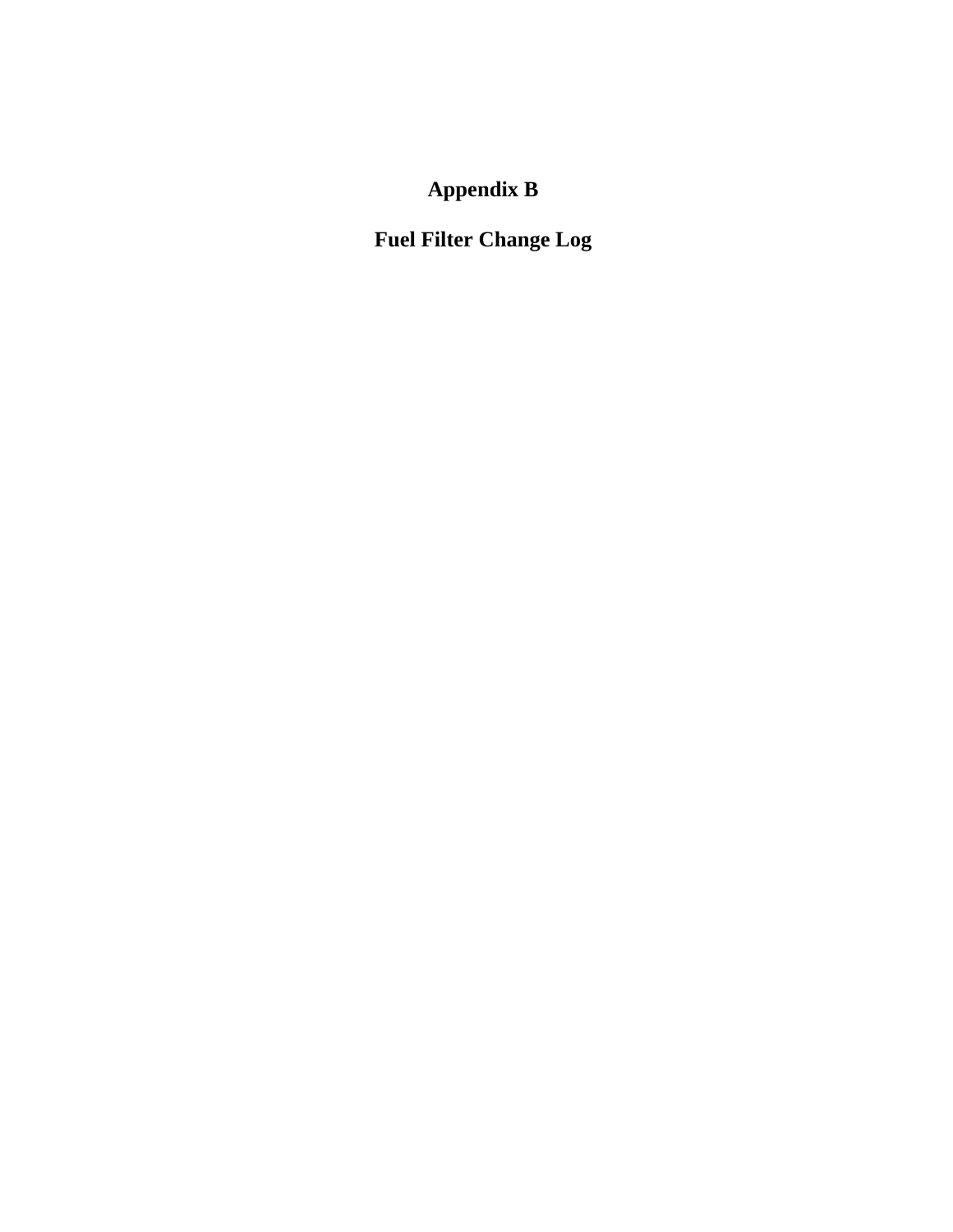# Appendix B

## Fuel Filter Change Log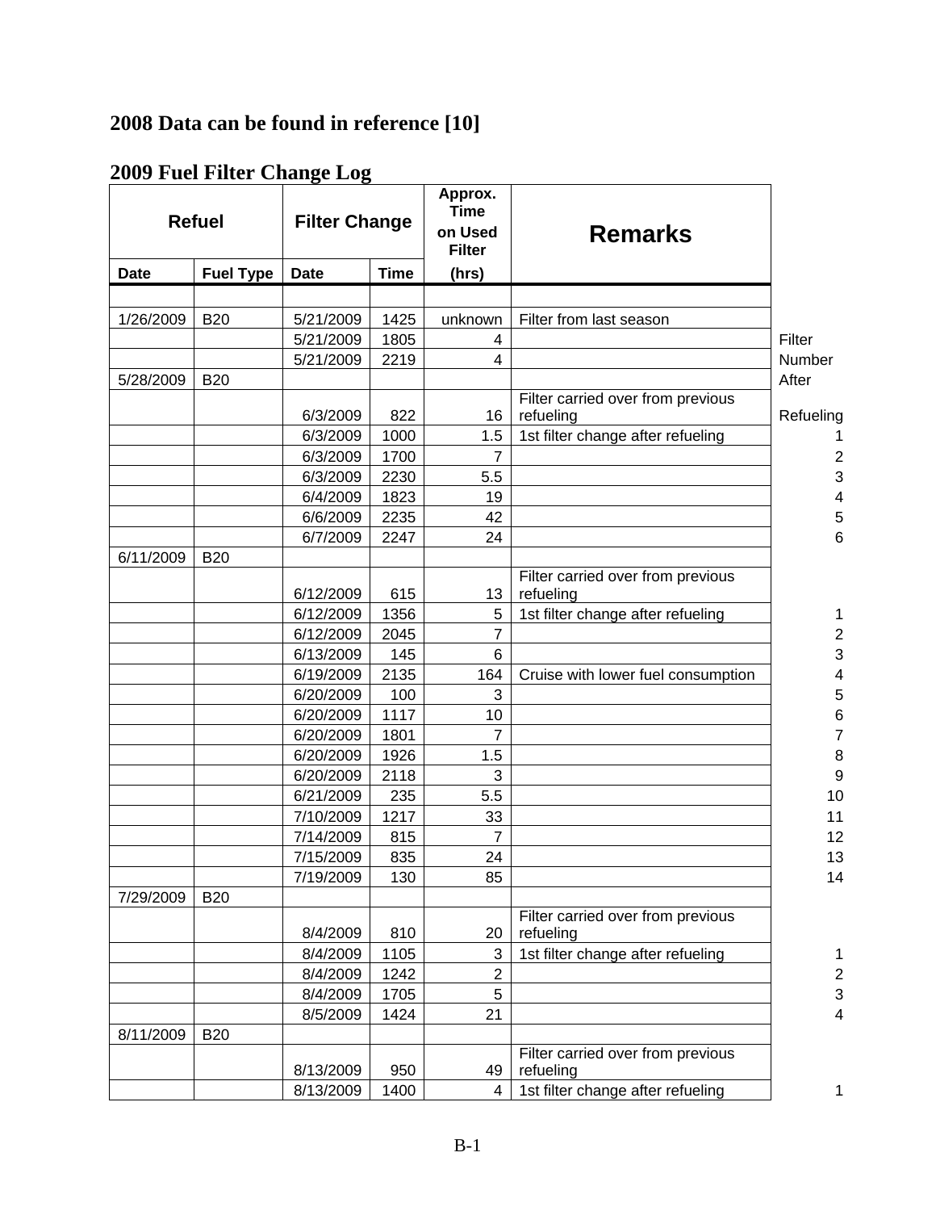## 2008 Data can be found in reference [10]

## 2009 Fuel Filter Change Log

| Refuel | | Filter Change | | Approx. Time on Used Filter | Remarks | Filter Number After Refueling |
|---|---|---|---|---|---|---|
| Date | Fuel Type | Date | Time | (hrs) | | |
| | | | | | | |
| 1/26/2009 | B20 | 5/21/2009 | 1425 | unknown | Filter from last season | |
| | | 5/21/2009 | 1805 | 4 | | |
| | | 5/21/2009 | 2219 | 4 | | |
| 5/28/2009 | B20 | | | | | |
| | | 6/3/2009 | 822 | 16 | Filter carried over from previous refueling | |
| | | 6/3/2009 | 1000 | 1.5 | 1st filter change after refueling | 1 |
| | | 6/3/2009 | 1700 | 7 | | 2 |
| | | 6/3/2009 | 2230 | 5.5 | | 3 |
| | | 6/4/2009 | 1823 | 19 | | 4 |
| | | 6/6/2009 | 2235 | 42 | | 5 |
| | | 6/7/2009 | 2247 | 24 | | 6 |
| 6/11/2009 | B20 | | | | | |
| | | 6/12/2009 | 615 | 13 | Filter carried over from previous refueling | |
| | | 6/12/2009 | 1356 | 5 | 1st filter change after refueling | 1 |
| | | 6/12/2009 | 2045 | 7 | | 2 |
| | | 6/13/2009 | 145 | 6 | | 3 |
| | | 6/19/2009 | 2135 | 164 | Cruise with lower fuel consumption | 4 |
| | | 6/20/2009 | 100 | 3 | | 5 |
| | | 6/20/2009 | 1117 | 10 | | 6 |
| | | 6/20/2009 | 1801 | 7 | | 7 |
| | | 6/20/2009 | 1926 | 1.5 | | 8 |
| | | 6/20/2009 | 2118 | 3 | | 9 |
| | | 6/21/2009 | 235 | 5.5 | | 10 |
| | | 7/10/2009 | 1217 | 33 | | 11 |
| | | 7/14/2009 | 815 | 7 | | 12 |
| | | 7/15/2009 | 835 | 24 | | 13 |
| | | 7/19/2009 | 130 | 85 | | 14 |
| 7/29/2009 | B20 | | | | | |
| | | 8/4/2009 | 810 | 20 | Filter carried over from previous refueling | |
| | | 8/4/2009 | 1105 | 3 | 1st filter change after refueling | 1 |
| | | 8/4/2009 | 1242 | 2 | | 2 |
| | | 8/4/2009 | 1705 | 5 | | 3 |
| | | 8/5/2009 | 1424 | 21 | | 4 |
| 8/11/2009 | B20 | | | | | |
| | | 8/13/2009 | 950 | 49 | Filter carried over from previous refueling | |
| | | 8/13/2009 | 1400 | 4 | 1st filter change after refueling | 1 |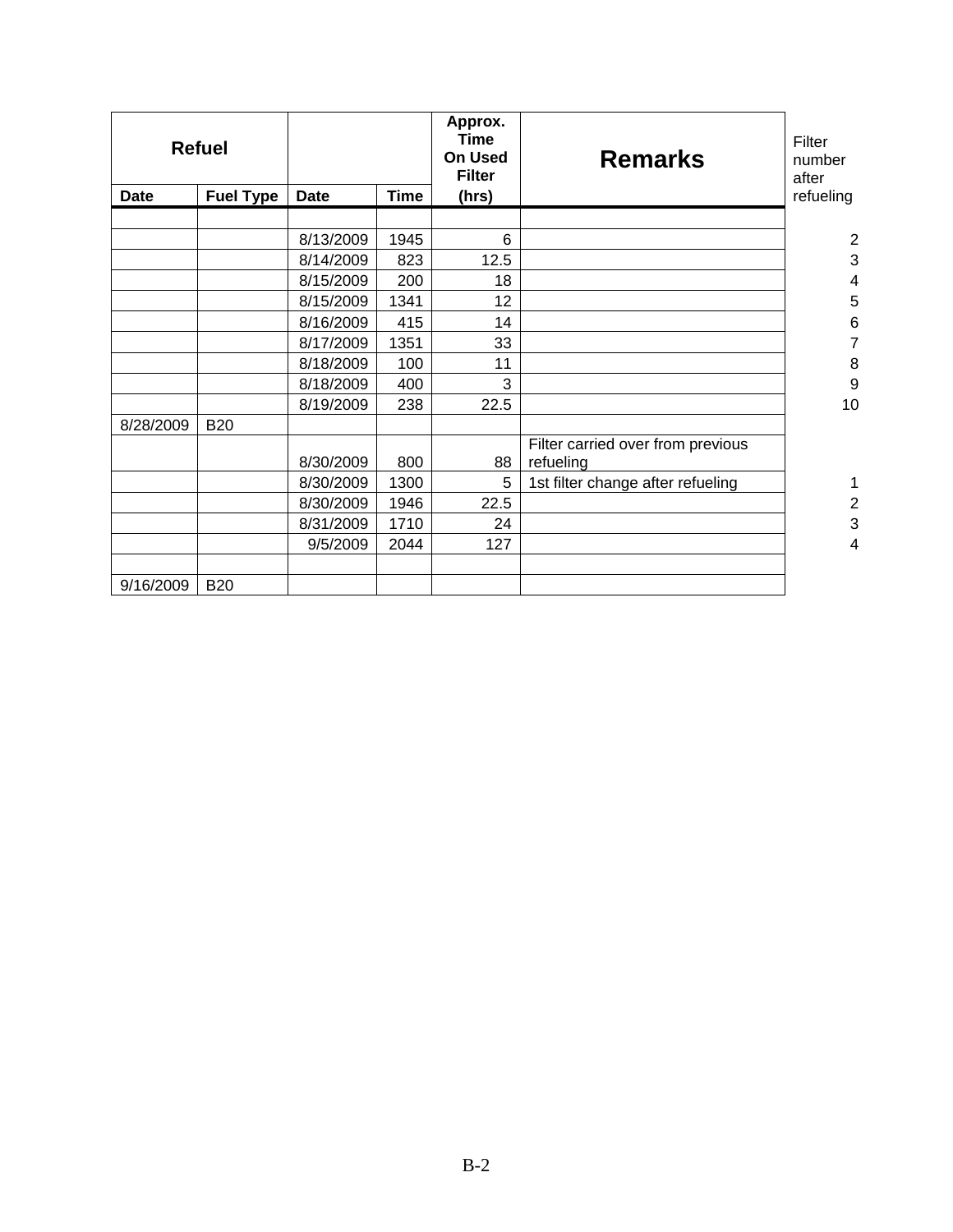| Refuel | | | | Approx. Time On Used Filter | Remarks | Filter number after refueling |
|---|---|---|---|---|---|---|
| Date | Fuel Type | Date | Time | (hrs) | | |
| | | | | | | |
| | | 8/13/2009 | 1945 | 6 | | 2 |
| | | 8/14/2009 | 823 | 12.5 | | 3 |
| | | 8/15/2009 | 200 | 18 | | 4 |
| | | 8/15/2009 | 1341 | 12 | | 5 |
| | | 8/16/2009 | 415 | 14 | | 6 |
| | | 8/17/2009 | 1351 | 33 | | 7 |
| | | 8/18/2009 | 100 | 11 | | 8 |
| | | 8/18/2009 | 400 | 3 | | 9 |
| | | 8/19/2009 | 238 | 22.5 | | 10 |
| 8/28/2009 | B20 | | | | | |
| | | 8/30/2009 | 800 | 88 | Filter carried over from previous refueling | |
| | | 8/30/2009 | 1300 | 5 | 1st filter change after refueling | 1 |
| | | 8/30/2009 | 1946 | 22.5 | | 2 |
| | | 8/31/2009 | 1710 | 24 | | 3 |
| | | 9/5/2009 | 2044 | 127 | | 4 |
| | | | | | | |
| 9/16/2009 | B20 | | | | | |